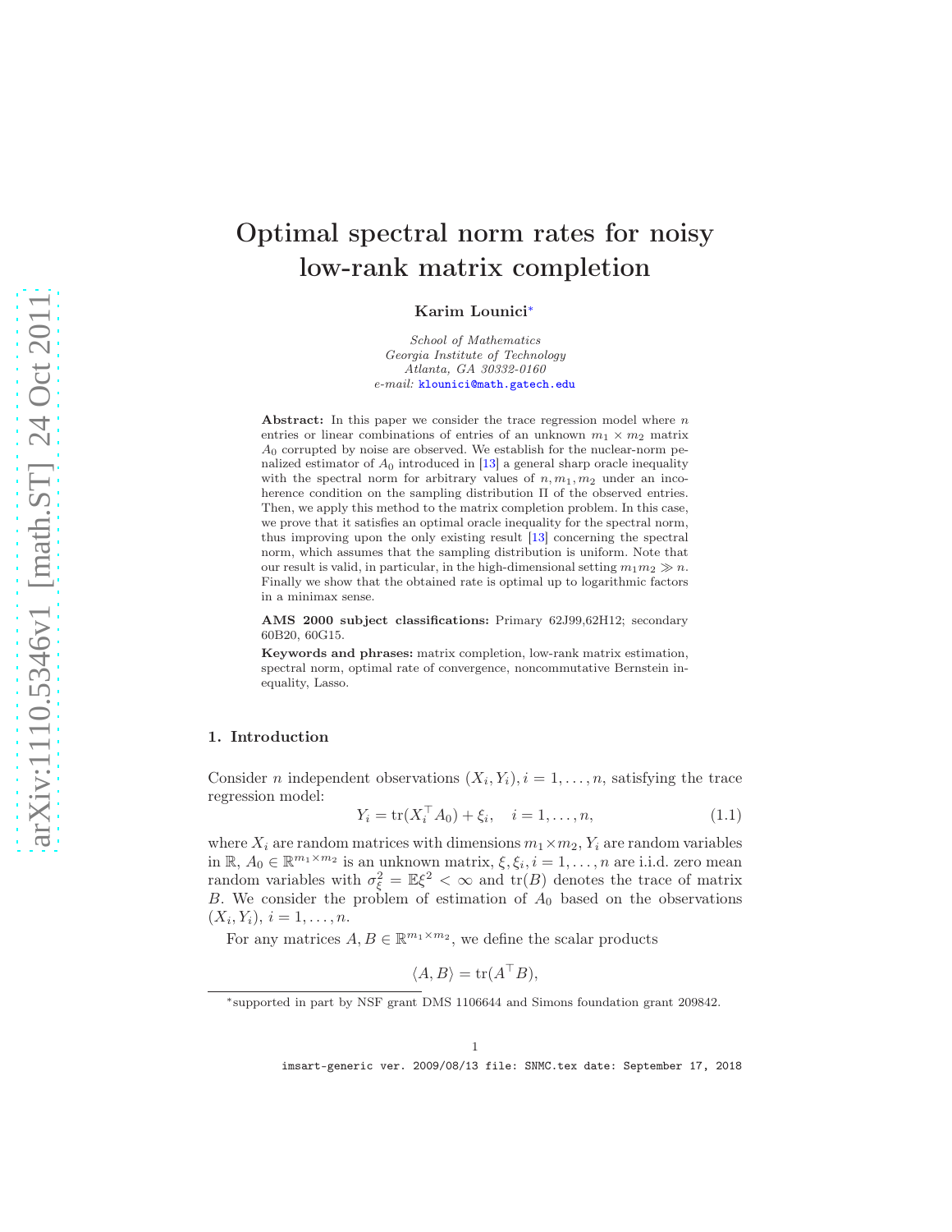# Optimal spectral norm rates for noisy low-rank matrix completion

**Karim Lounici***

*School of Mathematics*
*Georgia Institute of Technology*
*Atlanta, GA 30332-0160*
*e-mail:* klounici@math.gatech.edu

**Abstract:** In this paper we consider the trace regression model where $n$ entries or linear combinations of entries of an unknown $m_1 \times m_2$ matrix $A_0$ corrupted by noise are observed. We establish for the nuclear-norm penalized estimator of $A_0$ introduced in [13] a general sharp oracle inequality with the spectral norm for arbitrary values of $n, m_1, m_2$ under an incoherence condition on the sampling distribution $\Pi$ of the observed entries. Then, we apply this method to the matrix completion problem. In this case, we prove that it satisfies an optimal oracle inequality for the spectral norm, thus improving upon the only existing result [13] concerning the spectral norm, which assumes that the sampling distribution is uniform. Note that our result is valid, in particular, in the high-dimensional setting $m_1 m_2 \gg n$. Finally we show that the obtained rate is optimal up to logarithmic factors in a minimax sense.

**AMS 2000 subject classifications:** Primary 62J99,62H12; secondary 60B20, 60G15.

**Keywords and phrases:** matrix completion, low-rank matrix estimation, spectral norm, optimal rate of convergence, noncommutative Bernstein inequality, Lasso.

## 1. Introduction

Consider $n$ independent observations $(X_i, Y_i), i = 1, \ldots, n$, satisfying the trace regression model:

$$Y_i = \mathrm{tr}(X_i^\top A_0) + \xi_i, \quad i = 1, \ldots, n, \tag{1.1}$$

where $X_i$ are random matrices with dimensions $m_1 \times m_2$, $Y_i$ are random variables in $\mathbb{R}$, $A_0 \in \mathbb{R}^{m_1 \times m_2}$ is an unknown matrix, $\xi, \xi_i, i = 1, \ldots, n$ are i.i.d. zero mean random variables with $\sigma_\xi^2 = \mathbb{E}\xi^2 < \infty$ and $\mathrm{tr}(B)$ denotes the trace of matrix $B$. We consider the problem of estimation of $A_0$ based on the observations $(X_i, Y_i)$, $i = 1, \ldots, n$.

For any matrices $A, B \in \mathbb{R}^{m_1 \times m_2}$, we define the scalar products

$$\langle A, B \rangle = \mathrm{tr}(A^\top B),$$

*supported in part by NSF grant DMS 1106644 and Simons foundation grant 209842.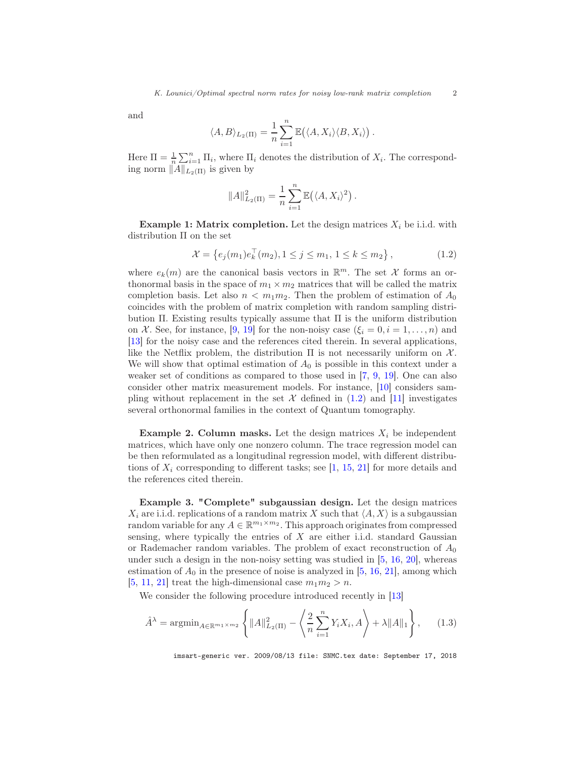and

$$\langle A, B\rangle_{L_2(\Pi)} = \frac{1}{n}\sum_{i=1}^{n} \mathbb{E}\big(\langle A, X_i\rangle \langle B, X_i\rangle\big)\,.$$

Here $\Pi = \frac{1}{n}\sum_{i=1}^{n} \Pi_i$, where $\Pi_i$ denotes the distribution of $X_i$. The corresponding norm $\|A\|_{L_2(\Pi)}$ is given by

$$\|A\|_{L_2(\Pi)}^2 = \frac{1}{n}\sum_{i=1}^{n} \mathbb{E}\big(\langle A, X_i\rangle^2\big)\,.$$

**Example 1: Matrix completion.** Let the design matrices $X_i$ be i.i.d. with distribution $\Pi$ on the set

$$\mathcal{X} = \left\{ e_j(m_1) e_k^\top(m_2), 1 \le j \le m_1,\ 1 \le k \le m_2 \right\}, \tag{1.2}$$

where $e_k(m)$ are the canonical basis vectors in $\mathbb{R}^m$. The set $\mathcal{X}$ forms an orthonormal basis in the space of $m_1 \times m_2$ matrices that will be called the matrix completion basis. Let also $n < m_1 m_2$. Then the problem of estimation of $A_0$ coincides with the problem of matrix completion with random sampling distribution $\Pi$. Existing results typically assume that $\Pi$ is the uniform distribution on $\mathcal{X}$. See, for instance, [9, 19] for the non-noisy case ($\xi_i = 0, i = 1, \dots, n$) and [13] for the noisy case and the references cited therein. In several applications, like the Netflix problem, the distribution $\Pi$ is not necessarily uniform on $\mathcal{X}$. We will show that optimal estimation of $A_0$ is possible in this context under a weaker set of conditions as compared to those used in [7, 9, 19]. One can also consider other matrix measurement models. For instance, [10] considers sampling without replacement in the set $\mathcal{X}$ defined in (1.2) and [11] investigates several orthonormal families in the context of Quantum tomography.

**Example 2. Column masks.** Let the design matrices $X_i$ be independent matrices, which have only one nonzero column. The trace regression model can be then reformulated as a longitudinal regression model, with different distributions of $X_i$ corresponding to different tasks; see [1, 15, 21] for more details and the references cited therein.

**Example 3. "Complete" subgaussian design.** Let the design matrices $X_i$ are i.i.d. replications of a random matrix $X$ such that $\langle A, X\rangle$ is a subgaussian random variable for any $A \in \mathbb{R}^{m_1 \times m_2}$. This approach originates from compressed sensing, where typically the entries of $X$ are either i.i.d. standard Gaussian or Rademacher random variables. The problem of exact reconstruction of $A_0$ under such a design in the non-noisy setting was studied in [5, 16, 20], whereas estimation of $A_0$ in the presence of noise is analyzed in [5, 16, 21], among which [5, 11, 21] treat the high-dimensional case $m_1 m_2 > n$.

We consider the following procedure introduced recently in [13]

$$\hat{A}^\lambda = \operatorname{argmin}_{A \in \mathbb{R}^{m_1 \times m_2}} \left\{ \|A\|_{L_2(\Pi)}^2 - \left\langle \frac{2}{n}\sum_{i=1}^{n} Y_i X_i, A \right\rangle + \lambda \|A\|_1 \right\}, \tag{1.3}$$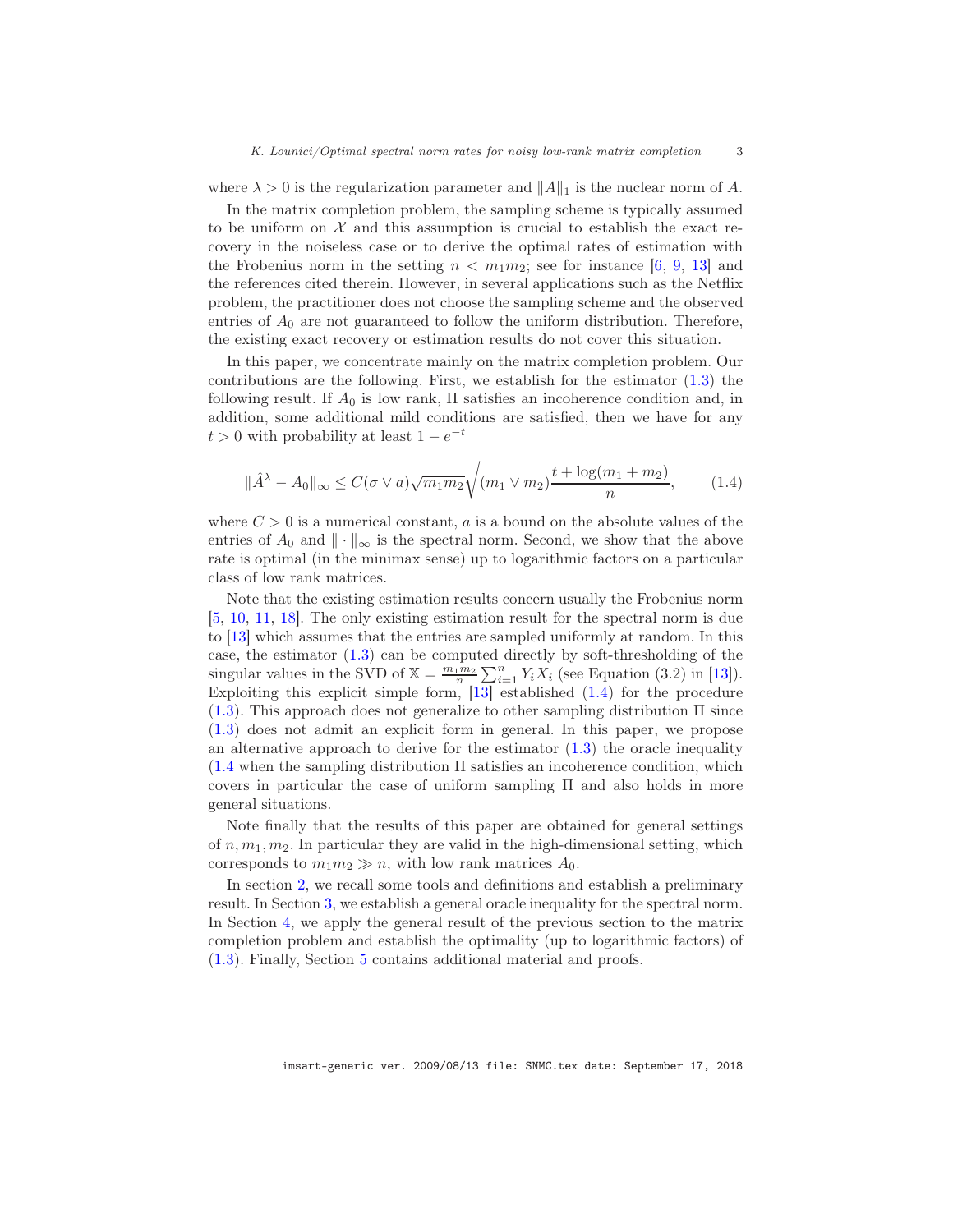where $\lambda > 0$ is the regularization parameter and $\|A\|_1$ is the nuclear norm of $A$.

In the matrix completion problem, the sampling scheme is typically assumed to be uniform on $\mathcal{X}$ and this assumption is crucial to establish the exact recovery in the noiseless case or to derive the optimal rates of estimation with the Frobenius norm in the setting $n < m_1 m_2$; see for instance [6, 9, 13] and the references cited therein. However, in several applications such as the Netflix problem, the practitioner does not choose the sampling scheme and the observed entries of $A_0$ are not guaranteed to follow the uniform distribution. Therefore, the existing exact recovery or estimation results do not cover this situation.

In this paper, we concentrate mainly on the matrix completion problem. Our contributions are the following. First, we establish for the estimator (1.3) the following result. If $A_0$ is low rank, $\Pi$ satisfies an incoherence condition and, in addition, some additional mild conditions are satisfied, then we have for any $t > 0$ with probability at least $1 - e^{-t}$

$$\|\hat{A}^\lambda - A_0\|_\infty \leq C(\sigma \vee a)\sqrt{m_1 m_2}\sqrt{(m_1 \vee m_2)\frac{t + \log(m_1 + m_2)}{n}}, \tag{1.4}$$

where $C > 0$ is a numerical constant, $a$ is a bound on the absolute values of the entries of $A_0$ and $\|\cdot\|_\infty$ is the spectral norm. Second, we show that the above rate is optimal (in the minimax sense) up to logarithmic factors on a particular class of low rank matrices.

Note that the existing estimation results concern usually the Frobenius norm [5, 10, 11, 18]. The only existing estimation result for the spectral norm is due to [13] which assumes that the entries are sampled uniformly at random. In this case, the estimator (1.3) can be computed directly by soft-thresholding of the singular values in the SVD of $\mathbb{X} = \frac{m_1 m_2}{n}\sum_{i=1}^n Y_i X_i$ (see Equation (3.2) in [13]). Exploiting this explicit simple form, [13] established (1.4) for the procedure (1.3). This approach does not generalize to other sampling distribution $\Pi$ since (1.3) does not admit an explicit form in general. In this paper, we propose an alternative approach to derive for the estimator (1.3) the oracle inequality (1.4 when the sampling distribution $\Pi$ satisfies an incoherence condition, which covers in particular the case of uniform sampling $\Pi$ and also holds in more general situations.

Note finally that the results of this paper are obtained for general settings of $n, m_1, m_2$. In particular they are valid in the high-dimensional setting, which corresponds to $m_1 m_2 \gg n$, with low rank matrices $A_0$.

In section 2, we recall some tools and definitions and establish a preliminary result. In Section 3, we establish a general oracle inequality for the spectral norm. In Section 4, we apply the general result of the previous section to the matrix completion problem and establish the optimality (up to logarithmic factors) of (1.3). Finally, Section 5 contains additional material and proofs.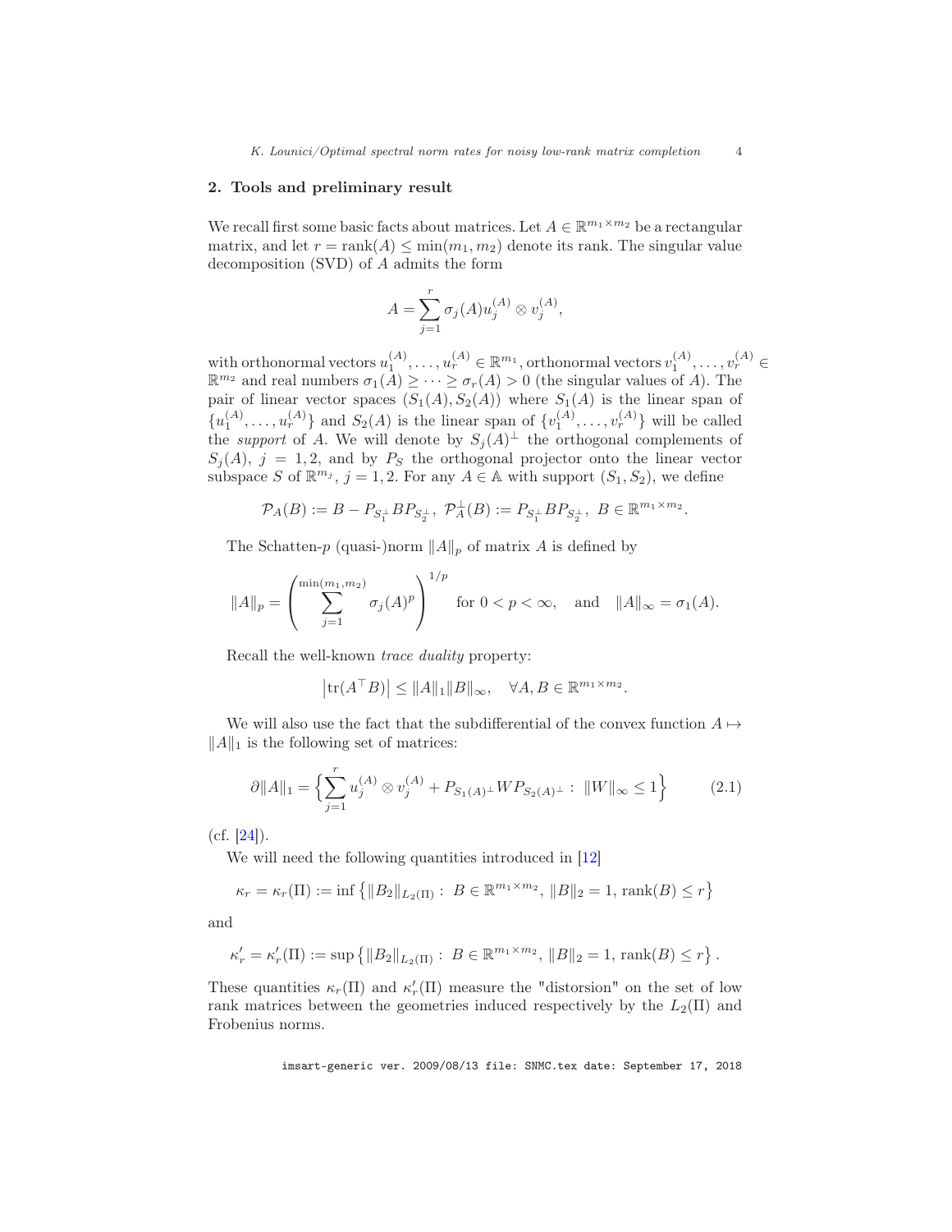## 2. Tools and preliminary result

We recall first some basic facts about matrices. Let $A \in \mathbb{R}^{m_1\times m_2}$ be a rectangular matrix, and let $r = \mathrm{rank}(A) \le \min(m_1, m_2)$ denote its rank. The singular value decomposition (SVD) of $A$ admits the form

$$A = \sum_{j=1}^{r} \sigma_j(A) u_j^{(A)} \otimes v_j^{(A)},$$

with orthonormal vectors $u_1^{(A)}, \dots, u_r^{(A)} \in \mathbb{R}^{m_1}$, orthonormal vectors $v_1^{(A)}, \dots, v_r^{(A)} \in \mathbb{R}^{m_2}$ and real numbers $\sigma_1(A) \ge \dots \ge \sigma_r(A) > 0$ (the singular values of $A$). The pair of linear vector spaces $(S_1(A), S_2(A))$ where $S_1(A)$ is the linear span of $\{u_1^{(A)}, \dots, u_r^{(A)}\}$ and $S_2(A)$ is the linear span of $\{v_1^{(A)}, \dots, v_r^{(A)}\}$ will be called the *support* of $A$. We will denote by $S_j(A)^{\perp}$ the orthogonal complements of $S_j(A)$, $j = 1, 2$, and by $P_S$ the orthogonal projector onto the linear vector subspace $S$ of $\mathbb{R}^{m_j}$, $j = 1, 2$. For any $A \in \mathbb{A}$ with support $(S_1, S_2)$, we define

$$\mathcal{P}_A(B) := B - P_{S_1^{\perp}} B P_{S_2^{\perp}},\ \mathcal{P}_A^{\perp}(B) := P_{S_1^{\perp}} B P_{S_2^{\perp}},\ B \in \mathbb{R}^{m_1\times m_2}.$$

The Schatten-$p$ (quasi-)norm $\|A\|_p$ of matrix $A$ is defined by

$$\|A\|_p = \left( \sum_{j=1}^{\min(m_1,m_2)} \sigma_j(A)^p \right)^{1/p} \quad \text{for } 0 < p < \infty, \quad \text{and} \quad \|A\|_{\infty} = \sigma_1(A).$$

Recall the well-known *trace duality* property:

$$\left|\mathrm{tr}(A^{\top} B)\right| \le \|A\|_1 \|B\|_{\infty}, \quad \forall A, B \in \mathbb{R}^{m_1\times m_2}.$$

We will also use the fact that the subdifferential of the convex function $A \mapsto \|A\|_1$ is the following set of matrices:

$$\partial \|A\|_1 = \Big\{ \sum_{j=1}^{r} u_j^{(A)} \otimes v_j^{(A)} + P_{S_1(A)^{\perp}} W P_{S_2(A)^{\perp}} :\ \|W\|_{\infty} \le 1 \Big\} \tag{2.1}$$

(cf. [24]).

We will need the following quantities introduced in [12]

$$\kappa_r = \kappa_r(\Pi) := \inf\left\{ \|B_2\|_{L_2(\Pi)} :\ B \in \mathbb{R}^{m_1\times m_2},\ \|B\|_2 = 1,\ \mathrm{rank}(B) \le r \right\}$$

and

$$\kappa_r' = \kappa_r'(\Pi) := \sup\left\{ \|B_2\|_{L_2(\Pi)} :\ B \in \mathbb{R}^{m_1\times m_2},\ \|B\|_2 = 1,\ \mathrm{rank}(B) \le r \right\}.$$

These quantities $\kappa_r(\Pi)$ and $\kappa_r'(\Pi)$ measure the "distorsion" on the set of low rank matrices between the geometries induced respectively by the $L_2(\Pi)$ and Frobenius norms.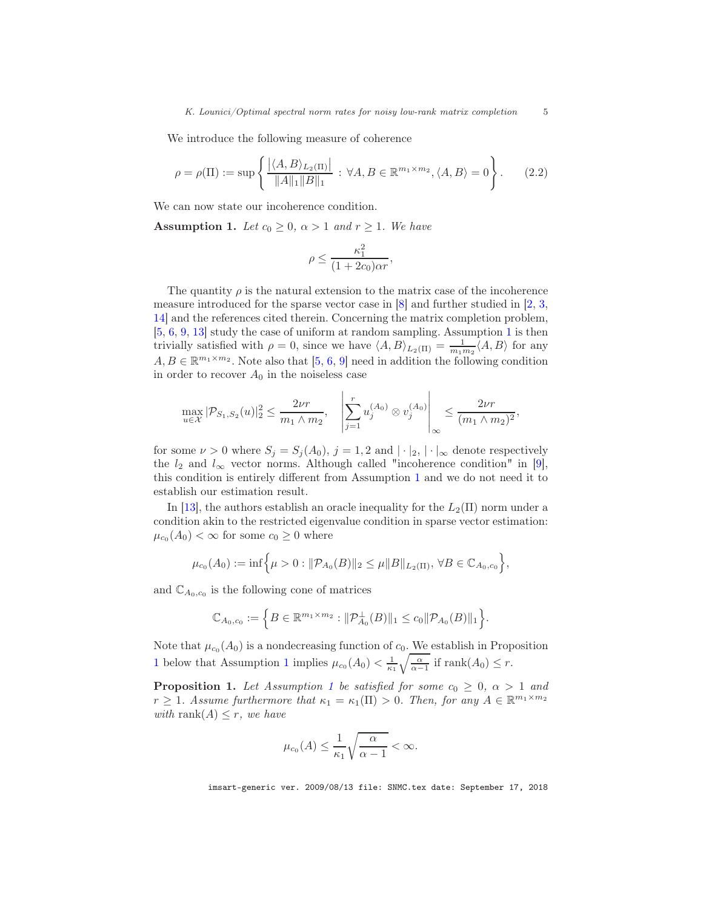We introduce the following measure of coherence

$$\rho = \rho(\Pi) := \sup\left\{ \frac{\left|\langle A, B\rangle_{L_2(\Pi)}\right|}{\|A\|_1 \|B\|_1} \,:\, \forall A, B \in \mathbb{R}^{m_1 \times m_2}, \langle A, B\rangle = 0 \right\}. \tag{2.2}$$

We can now state our incoherence condition.

**Assumption 1.** *Let $c_0 \geq 0$, $\alpha > 1$ and $r \geq 1$. We have*

$$\rho \leq \frac{\kappa_1^2}{(1 + 2c_0)\alpha r},$$

The quantity $\rho$ is the natural extension to the matrix case of the incoherence measure introduced for the sparse vector case in [8] and further studied in [2, 3, 14] and the references cited therein. Concerning the matrix completion problem, [5, 6, 9, 13] study the case of uniform at random sampling. Assumption 1 is then trivially satisfied with $\rho = 0$, since we have $\langle A, B\rangle_{L_2(\Pi)} = \frac{1}{m_1 m_2}\langle A, B\rangle$ for any $A, B \in \mathbb{R}^{m_1 \times m_2}$. Note also that [5, 6, 9] need in addition the following condition in order to recover $A_0$ in the noiseless case

$$\max_{u \in \mathcal{X}} |\mathcal{P}_{S_1, S_2}(u)|_2^2 \leq \frac{2\nu r}{m_1 \wedge m_2}, \quad \left| \sum_{j=1}^{r} u_j^{(A_0)} \otimes v_j^{(A_0)} \right|_\infty \leq \frac{2\nu r}{(m_1 \wedge m_2)^2},$$

for some $\nu > 0$ where $S_j = S_j(A_0)$, $j = 1, 2$ and $|\cdot|_2$, $|\cdot|_\infty$ denote respectively the $l_2$ and $l_\infty$ vector norms. Although called "incoherence condition" in [9], this condition is entirely different from Assumption 1 and we do not need it to establish our estimation result.

In [13], the authors establish an oracle inequality for the $L_2(\Pi)$ norm under a condition akin to the restricted eigenvalue condition in sparse vector estimation: $\mu_{c_0}(A_0) < \infty$ for some $c_0 \geq 0$ where

$$\mu_{c_0}(A_0) := \inf\Big\{ \mu > 0 : \|\mathcal{P}_{A_0}(B)\|_2 \leq \mu \|B\|_{L_2(\Pi)}, \; \forall B \in \mathbb{C}_{A_0, c_0} \Big\},$$

and $\mathbb{C}_{A_0, c_0}$ is the following cone of matrices

$$\mathbb{C}_{A_0, c_0} := \Big\{ B \in \mathbb{R}^{m_1 \times m_2} : \|\mathcal{P}_{A_0}^{\perp}(B)\|_1 \leq c_0 \|\mathcal{P}_{A_0}(B)\|_1 \Big\}.$$

Note that $\mu_{c_0}(A_0)$ is a nondecreasing function of $c_0$. We establish in Proposition 1 below that Assumption 1 implies $\mu_{c_0}(A_0) < \frac{1}{\kappa_1}\sqrt{\frac{\alpha}{\alpha - 1}}$ if $\mathrm{rank}(A_0) \leq r$.

**Proposition 1.** *Let Assumption 1 be satisfied for some $c_0 \geq 0$, $\alpha > 1$ and $r \geq 1$. Assume furthermore that $\kappa_1 = \kappa_1(\Pi) > 0$. Then, for any $A \in \mathbb{R}^{m_1 \times m_2}$ with $\mathrm{rank}(A) \leq r$, we have*

$$\mu_{c_0}(A) \leq \frac{1}{\kappa_1}\sqrt{\frac{\alpha}{\alpha - 1}} < \infty.$$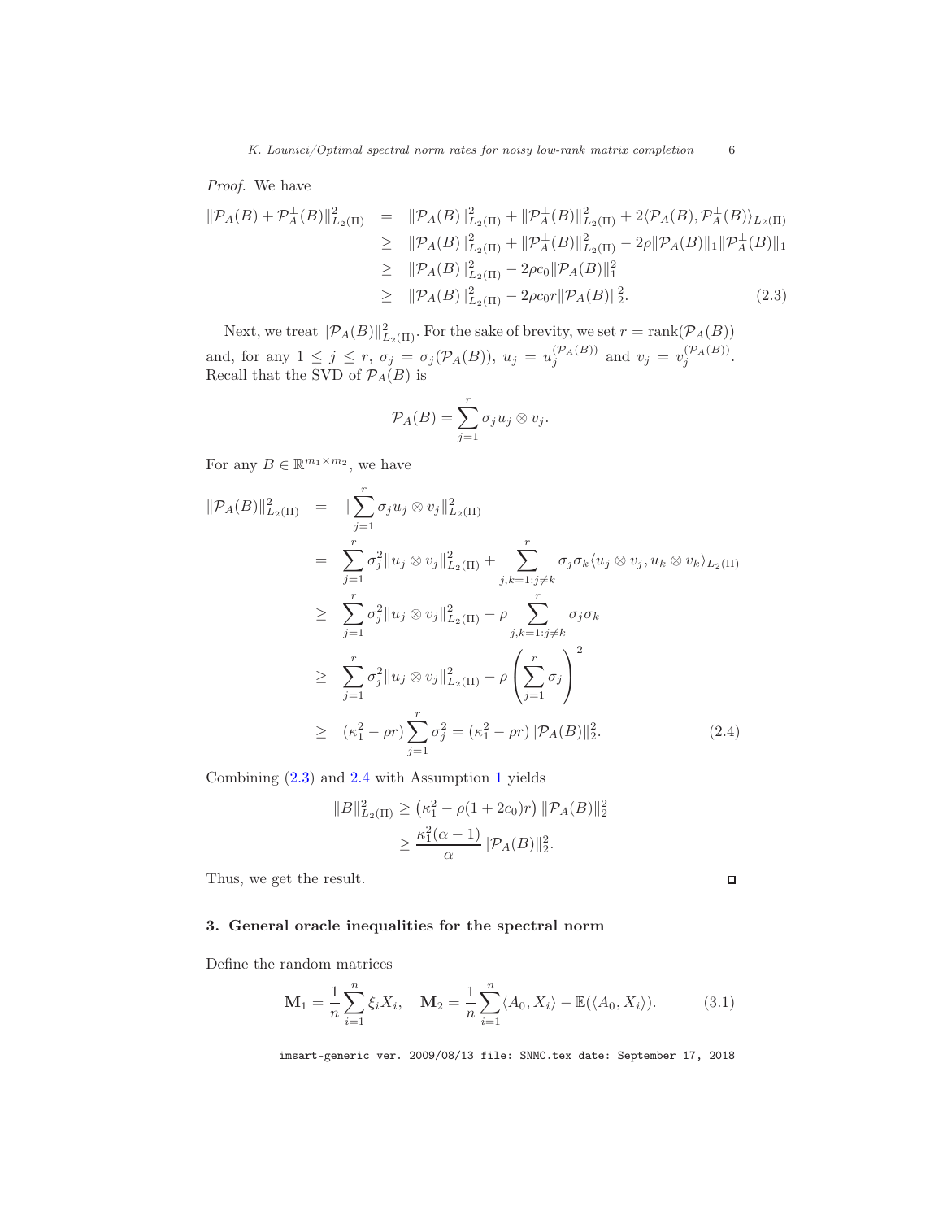*Proof.* We have

$$
\begin{aligned}
\|\mathcal{P}_A(B) + \mathcal{P}_A^{\perp}(B)\|_{L_2(\Pi)}^2 &= \|\mathcal{P}_A(B)\|_{L_2(\Pi)}^2 + \|\mathcal{P}_A^{\perp}(B)\|_{L_2(\Pi)}^2 + 2\langle \mathcal{P}_A(B), \mathcal{P}_A^{\perp}(B)\rangle_{L_2(\Pi)} \\
&\geq \|\mathcal{P}_A(B)\|_{L_2(\Pi)}^2 + \|\mathcal{P}_A^{\perp}(B)\|_{L_2(\Pi)}^2 - 2\rho\|\mathcal{P}_A(B)\|_1\|\mathcal{P}_A^{\perp}(B)\|_1 \\
&\geq \|\mathcal{P}_A(B)\|_{L_2(\Pi)}^2 - 2\rho c_0\|\mathcal{P}_A(B)\|_1^2 \\
&\geq \|\mathcal{P}_A(B)\|_{L_2(\Pi)}^2 - 2\rho c_0 r\|\mathcal{P}_A(B)\|_2^2. \qquad (2.3)
\end{aligned}
$$

Next, we treat $\|\mathcal{P}_A(B)\|_{L_2(\Pi)}^2$. For the sake of brevity, we set $r = \text{rank}(\mathcal{P}_A(B))$ and, for any $1 \leq j \leq r$, $\sigma_j = \sigma_j(\mathcal{P}_A(B))$, $u_j = u_j^{(\mathcal{P}_A(B))}$ and $v_j = v_j^{(\mathcal{P}_A(B))}$. Recall that the SVD of $\mathcal{P}_A(B)$ is

$$
\mathcal{P}_A(B) = \sum_{j=1}^{r} \sigma_j u_j \otimes v_j.
$$

For any $B \in \mathbb{R}^{m_1 \times m_2}$, we have

$$
\begin{aligned}
\|\mathcal{P}_A(B)\|_{L_2(\Pi)}^2 &= \|\sum_{j=1}^{r} \sigma_j u_j \otimes v_j\|_{L_2(\Pi)}^2 \\
&= \sum_{j=1}^{r} \sigma_j^2 \|u_j \otimes v_j\|_{L_2(\Pi)}^2 + \sum_{j,k=1:j\neq k}^{r} \sigma_j\sigma_k \langle u_j \otimes v_j, u_k \otimes v_k\rangle_{L_2(\Pi)} \\
&\geq \sum_{j=1}^{r} \sigma_j^2 \|u_j \otimes v_j\|_{L_2(\Pi)}^2 - \rho \sum_{j,k=1:j\neq k}^{r} \sigma_j\sigma_k \\
&\geq \sum_{j=1}^{r} \sigma_j^2 \|u_j \otimes v_j\|_{L_2(\Pi)}^2 - \rho \left(\sum_{j=1}^{r} \sigma_j\right)^2 \\
&\geq (\kappa_1^2 - \rho r) \sum_{j=1}^{r} \sigma_j^2 = (\kappa_1^2 - \rho r)\|\mathcal{P}_A(B)\|_2^2. \qquad (2.4)
\end{aligned}
$$

Combining (2.3) and 2.4 with Assumption 1 yields

$$
\begin{aligned}
\|B\|_{L_2(\Pi)}^2 &\geq \left(\kappa_1^2 - \rho(1 + 2c_0)r\right)\|\mathcal{P}_A(B)\|_2^2 \\
&\geq \frac{\kappa_1^2(\alpha - 1)}{\alpha}\|\mathcal{P}_A(B)\|_2^2.
\end{aligned}
$$

Thus, we get the result. $\square$

## 3. General oracle inequalities for the spectral norm

Define the random matrices

$$
\mathbf{M}_1 = \frac{1}{n}\sum_{i=1}^{n} \xi_i X_i, \quad \mathbf{M}_2 = \frac{1}{n}\sum_{i=1}^{n} \langle A_0, X_i\rangle - \mathbb{E}(\langle A_0, X_i\rangle). \qquad (3.1)
$$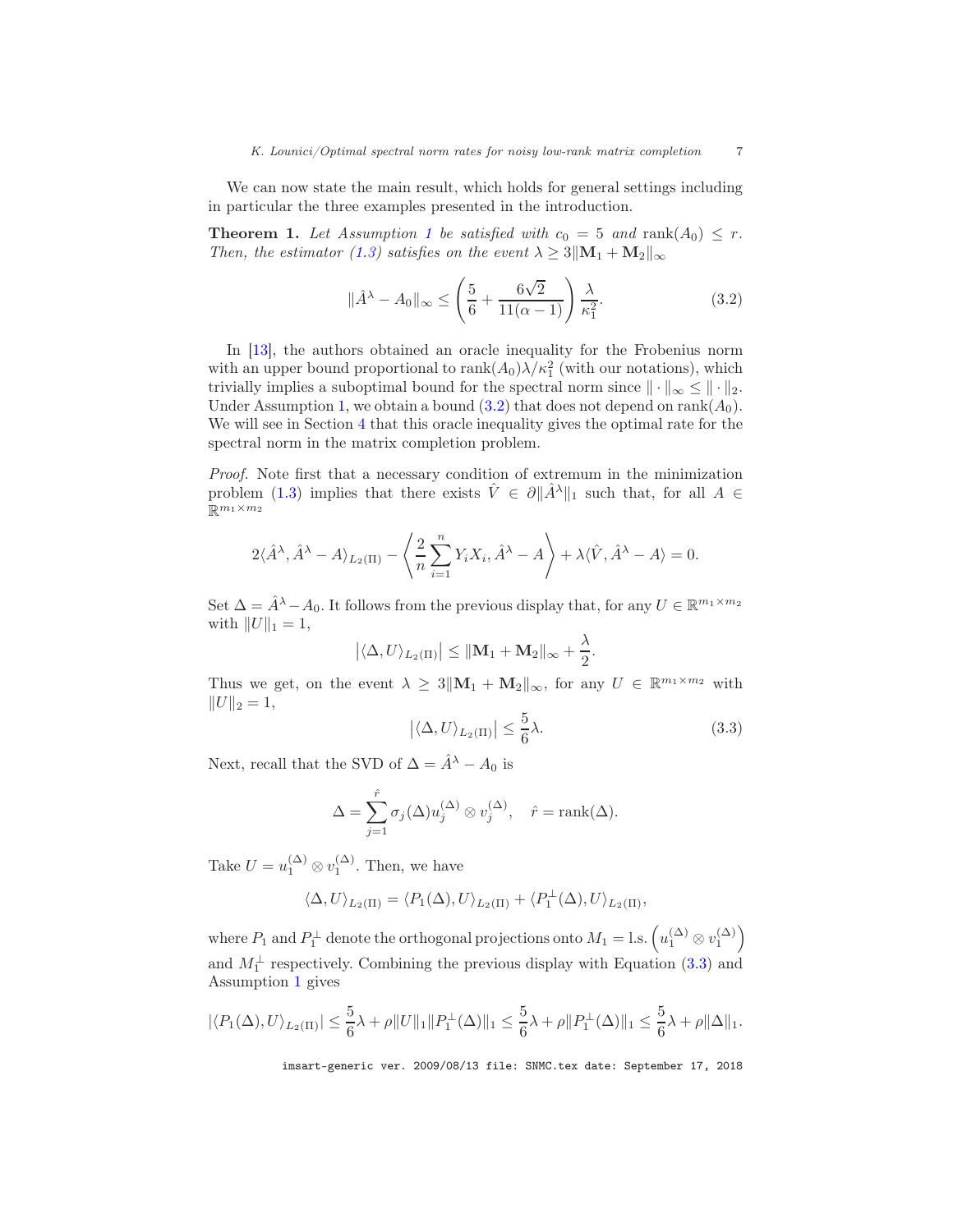We can now state the main result, which holds for general settings including in particular the three examples presented in the introduction.

**Theorem 1.** *Let Assumption 1 be satisfied with $c_0 = 5$ and $\mathrm{rank}(A_0) \le r$. Then, the estimator (1.3) satisfies on the event $\lambda \ge 3\|\mathbf{M}_1 + \mathbf{M}_2\|_\infty$*

$$\|\hat{A}^\lambda - A_0\|_\infty \le \left(\frac{5}{6} + \frac{6\sqrt{2}}{11(\alpha-1)}\right)\frac{\lambda}{\kappa_1^2}. \tag{3.2}$$

In [13], the authors obtained an oracle inequality for the Frobenius norm with an upper bound proportional to $\mathrm{rank}(A_0)\lambda/\kappa_1^2$ (with our notations), which trivially implies a suboptimal bound for the spectral norm since $\|\cdot\|_\infty \le \|\cdot\|_2$. Under Assumption 1, we obtain a bound (3.2) that does not depend on $\mathrm{rank}(A_0)$. We will see in Section 4 that this oracle inequality gives the optimal rate for the spectral norm in the matrix completion problem.

*Proof.* Note first that a necessary condition of extremum in the minimization problem (1.3) implies that there exists $\hat{V} \in \partial\|\hat{A}^\lambda\|_1$ such that, for all $A \in \mathbb{R}^{m_1\times m_2}$

$$2\langle \hat{A}^\lambda, \hat{A}^\lambda - A\rangle_{L_2(\Pi)} - \left\langle \frac{2}{n}\sum_{i=1}^n Y_i X_i, \hat{A}^\lambda - A\right\rangle + \lambda\langle \hat{V}, \hat{A}^\lambda - A\rangle = 0.$$

Set $\Delta = \hat{A}^\lambda - A_0$. It follows from the previous display that, for any $U \in \mathbb{R}^{m_1\times m_2}$ with $\|U\|_1 = 1$,

$$\left|\langle \Delta, U\rangle_{L_2(\Pi)}\right| \le \|\mathbf{M}_1 + \mathbf{M}_2\|_\infty + \frac{\lambda}{2}.$$

Thus we get, on the event $\lambda \ge 3\|\mathbf{M}_1 + \mathbf{M}_2\|_\infty$, for any $U \in \mathbb{R}^{m_1\times m_2}$ with $\|U\|_2 = 1$,

$$\left|\langle \Delta, U\rangle_{L_2(\Pi)}\right| \le \frac{5}{6}\lambda. \tag{3.3}$$

Next, recall that the SVD of $\Delta = \hat{A}^\lambda - A_0$ is

$$\Delta = \sum_{j=1}^{\hat{r}} \sigma_j(\Delta) u_j^{(\Delta)} \otimes v_j^{(\Delta)}, \quad \hat{r} = \mathrm{rank}(\Delta).$$

Take $U = u_1^{(\Delta)} \otimes v_1^{(\Delta)}$. Then, we have

$$\langle \Delta, U\rangle_{L_2(\Pi)} = \langle P_1(\Delta), U\rangle_{L_2(\Pi)} + \langle P_1^\perp(\Delta), U\rangle_{L_2(\Pi)},$$

where $P_1$ and $P_1^\perp$ denote the orthogonal projections onto $M_1 = \mathrm{l.s.}\left(u_1^{(\Delta)} \otimes v_1^{(\Delta)}\right)$ and $M_1^\perp$ respectively. Combining the previous display with Equation (3.3) and Assumption 1 gives

$$|\langle P_1(\Delta), U\rangle_{L_2(\Pi)}| \le \frac{5}{6}\lambda + \rho\|U\|_1\|P_1^\perp(\Delta)\|_1 \le \frac{5}{6}\lambda + \rho\|P_1^\perp(\Delta)\|_1 \le \frac{5}{6}\lambda + \rho\|\Delta\|_1.$$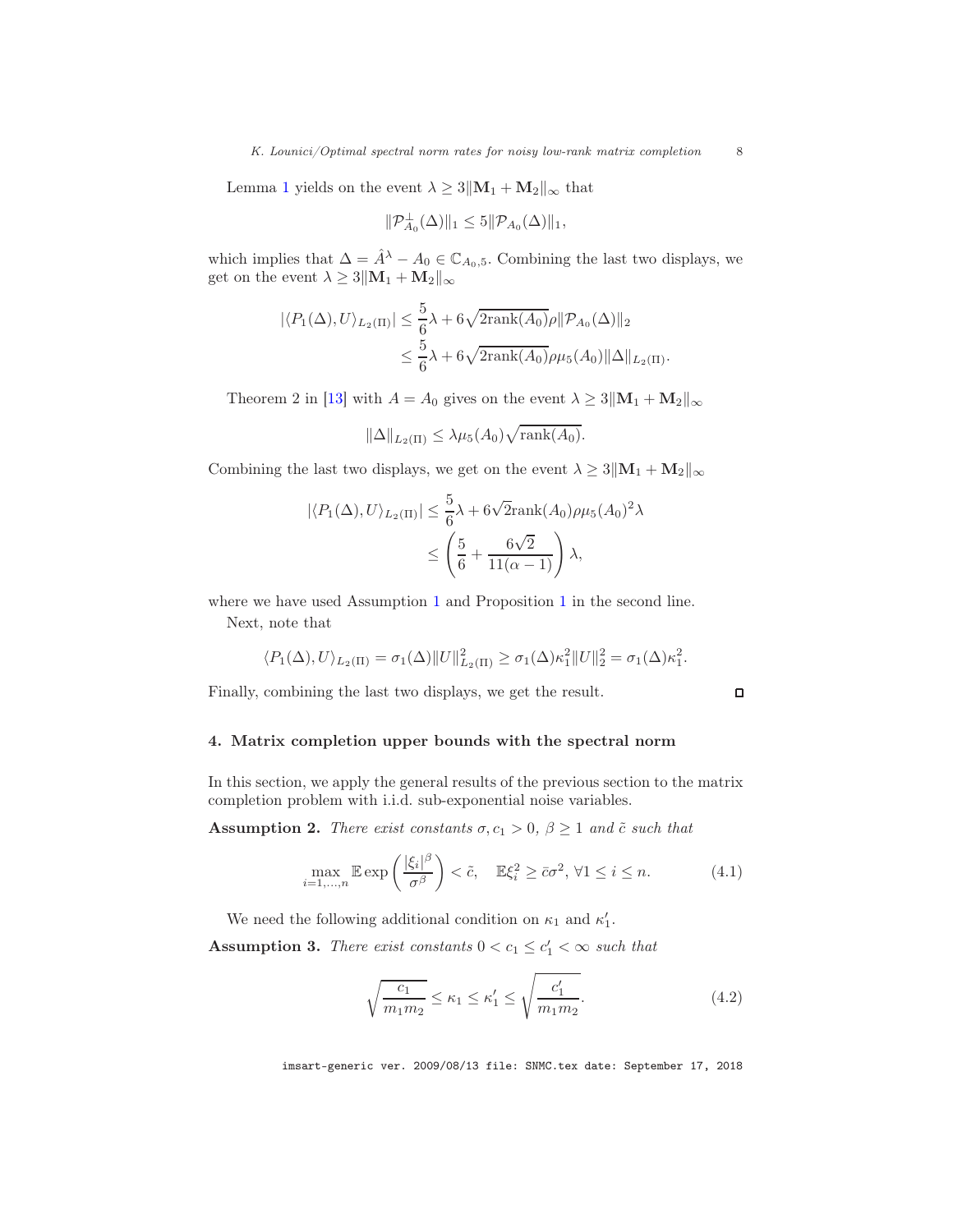Lemma 1 yields on the event $\lambda \geq 3\|\mathbf{M}_1 + \mathbf{M}_2\|_\infty$ that

$$\|\mathcal{P}_{A_0}^{\perp}(\Delta)\|_1 \leq 5\|\mathcal{P}_{A_0}(\Delta)\|_1,$$

which implies that $\Delta = \hat{A}^\lambda - A_0 \in \mathbb{C}_{A_0,5}$. Combining the last two displays, we get on the event $\lambda \geq 3\|\mathbf{M}_1 + \mathbf{M}_2\|_\infty$

$$\begin{aligned}
|\langle P_1(\Delta), U\rangle_{L_2(\Pi)}| &\leq \frac{5}{6}\lambda + 6\sqrt{2\mathrm{rank}(A_0)}\rho\|\mathcal{P}_{A_0}(\Delta)\|_2 \\
&\leq \frac{5}{6}\lambda + 6\sqrt{2\mathrm{rank}(A_0)}\rho\mu_5(A_0)\|\Delta\|_{L_2(\Pi)}.
\end{aligned}$$

Theorem 2 in [13] with $A = A_0$ gives on the event $\lambda \geq 3\|\mathbf{M}_1 + \mathbf{M}_2\|_\infty$

$$\|\Delta\|_{L_2(\Pi)} \leq \lambda\mu_5(A_0)\sqrt{\mathrm{rank}(A_0)}.$$

Combining the last two displays, we get on the event $\lambda \geq 3\|\mathbf{M}_1 + \mathbf{M}_2\|_\infty$

$$\begin{aligned}
|\langle P_1(\Delta), U\rangle_{L_2(\Pi)}| &\leq \frac{5}{6}\lambda + 6\sqrt{2}\mathrm{rank}(A_0)\rho\mu_5(A_0)^2\lambda \\
&\leq \left(\frac{5}{6} + \frac{6\sqrt{2}}{11(\alpha-1)}\right)\lambda,
\end{aligned}$$

where we have used Assumption 1 and Proposition 1 in the second line.

Next, note that

$$\langle P_1(\Delta), U\rangle_{L_2(\Pi)} = \sigma_1(\Delta)\|U\|_{L_2(\Pi)}^2 \geq \sigma_1(\Delta)\kappa_1^2\|U\|_2^2 = \sigma_1(\Delta)\kappa_1^2.$$

Finally, combining the last two displays, we get the result. □

## 4. Matrix completion upper bounds with the spectral norm

In this section, we apply the general results of the previous section to the matrix completion problem with i.i.d. sub-exponential noise variables.

**Assumption 2.** *There exist constants $\sigma, c_1 > 0$, $\beta \geq 1$ and $\tilde{c}$ such that*

$$\max_{i=1,\ldots,n} \mathbb{E}\exp\left(\frac{|\xi_i|^\beta}{\sigma^\beta}\right) < \tilde{c}, \quad \mathbb{E}\xi_i^2 \geq \bar{c}\sigma^2,\ \forall 1 \leq i \leq n. \tag{4.1}$$

We need the following additional condition on $\kappa_1$ and $\kappa_1'$.

**Assumption 3.** *There exist constants $0 < c_1 \leq c_1' < \infty$ such that*

$$\sqrt{\frac{c_1}{m_1 m_2}} \leq \kappa_1 \leq \kappa_1' \leq \sqrt{\frac{c_1'}{m_1 m_2}}. \tag{4.2}$$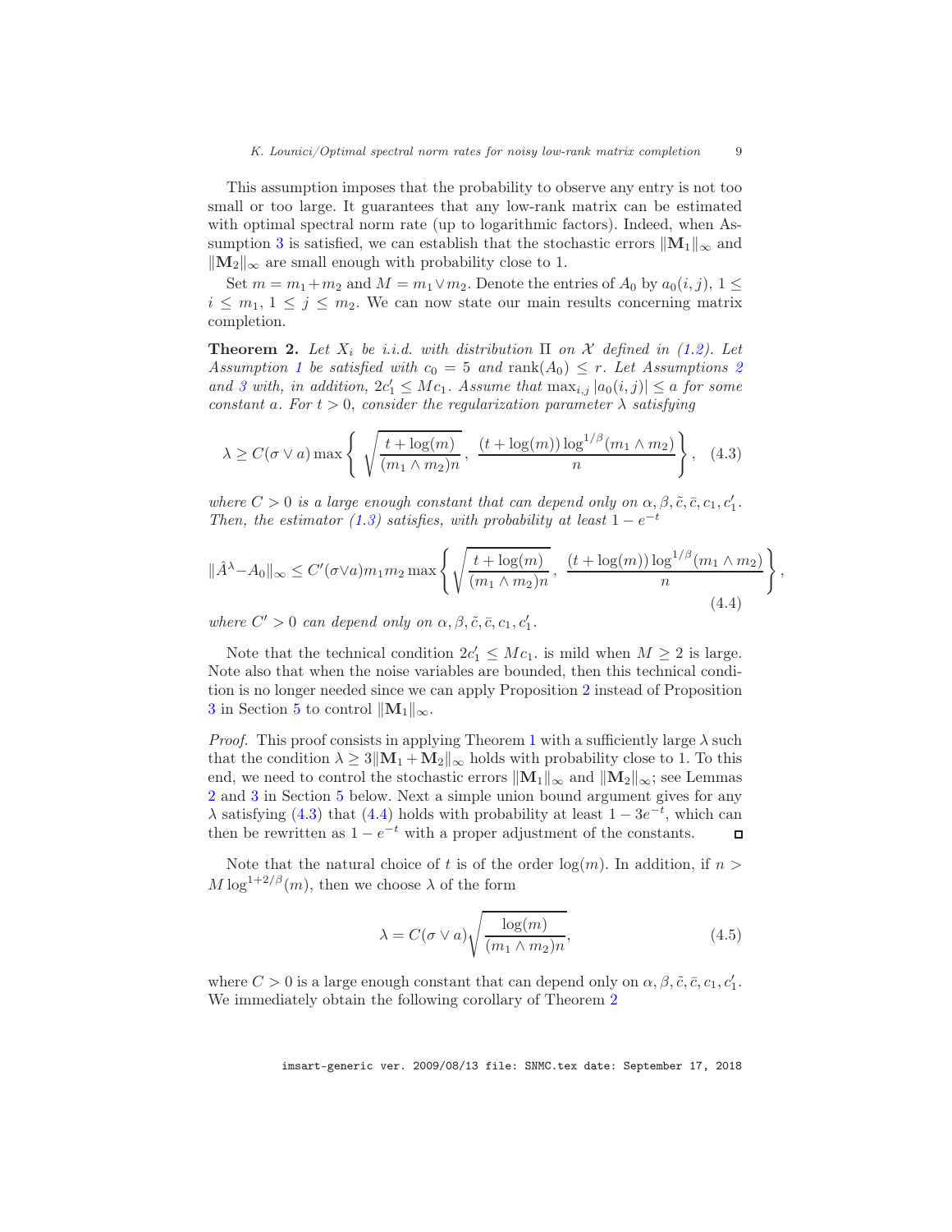This assumption imposes that the probability to observe any entry is not too small or too large. It guarantees that any low-rank matrix can be estimated with optimal spectral norm rate (up to logarithmic factors). Indeed, when Assumption 3 is satisfied, we can establish that the stochastic errors $\|\mathbf{M}_1\|_\infty$ and $\|\mathbf{M}_2\|_\infty$ are small enough with probability close to 1.

Set $m = m_1 + m_2$ and $M = m_1 \vee m_2$. Denote the entries of $A_0$ by $a_0(i,j)$, $1 \leq i \leq m_1$, $1 \leq j \leq m_2$. We can now state our main results concerning matrix completion.

**Theorem 2.** *Let $X_i$ be i.i.d. with distribution $\Pi$ on $\mathcal{X}$ defined in (1.2). Let Assumption 1 be satisfied with $c_0 = 5$ and $\mathrm{rank}(A_0) \leq r$. Let Assumptions 2 and 3 with, in addition, $2c_1' \leq Mc_1$. Assume that $\max_{i,j} |a_0(i,j)| \leq a$ for some constant $a$. For $t > 0$, consider the regularization parameter $\lambda$ satisfying*

$$\lambda \geq C(\sigma \vee a) \max\left\{ \sqrt{\frac{t + \log(m)}{(m_1 \wedge m_2)n}},\ \frac{(t + \log(m)) \log^{1/\beta}(m_1 \wedge m_2)}{n} \right\}, \quad (4.3)$$

*where $C > 0$ is a large enough constant that can depend only on $\alpha, \beta, \tilde{c}, \bar{c}, c_1, c_1'$. Then, the estimator (1.3) satisfies, with probability at least $1 - e^{-t}$*

$$\|\hat{A}^\lambda - A_0\|_\infty \leq C'(\sigma \vee a) m_1 m_2 \max\left\{ \sqrt{\frac{t + \log(m)}{(m_1 \wedge m_2)n}},\ \frac{(t + \log(m)) \log^{1/\beta}(m_1 \wedge m_2)}{n} \right\}, \quad (4.4)$$

*where $C' > 0$ can depend only on $\alpha, \beta, \tilde{c}, \bar{c}, c_1, c_1'$.*

Note that the technical condition $2c_1' \leq Mc_1$. is mild when $M \geq 2$ is large. Note also that when the noise variables are bounded, then this technical condition is no longer needed since we can apply Proposition 2 instead of Proposition 3 in Section 5 to control $\|\mathbf{M}_1\|_\infty$.

*Proof.* This proof consists in applying Theorem 1 with a sufficiently large $\lambda$ such that the condition $\lambda \geq 3\|\mathbf{M}_1 + \mathbf{M}_2\|_\infty$ holds with probability close to 1. To this end, we need to control the stochastic errors $\|\mathbf{M}_1\|_\infty$ and $\|\mathbf{M}_2\|_\infty$; see Lemmas 2 and 3 in Section 5 below. Next a simple union bound argument gives for any $\lambda$ satisfying (4.3) that (4.4) holds with probability at least $1 - 3e^{-t}$, which can then be rewritten as $1 - e^{-t}$ with a proper adjustment of the constants. ◻

Note that the natural choice of $t$ is of the order $\log(m)$. In addition, if $n > M \log^{1+2/\beta}(m)$, then we choose $\lambda$ of the form

$$\lambda = C(\sigma \vee a)\sqrt{\frac{\log(m)}{(m_1 \wedge m_2)n}}, \quad (4.5)$$

where $C > 0$ is a large enough constant that can depend only on $\alpha, \beta, \tilde{c}, \bar{c}, c_1, c_1'$. We immediately obtain the following corollary of Theorem 2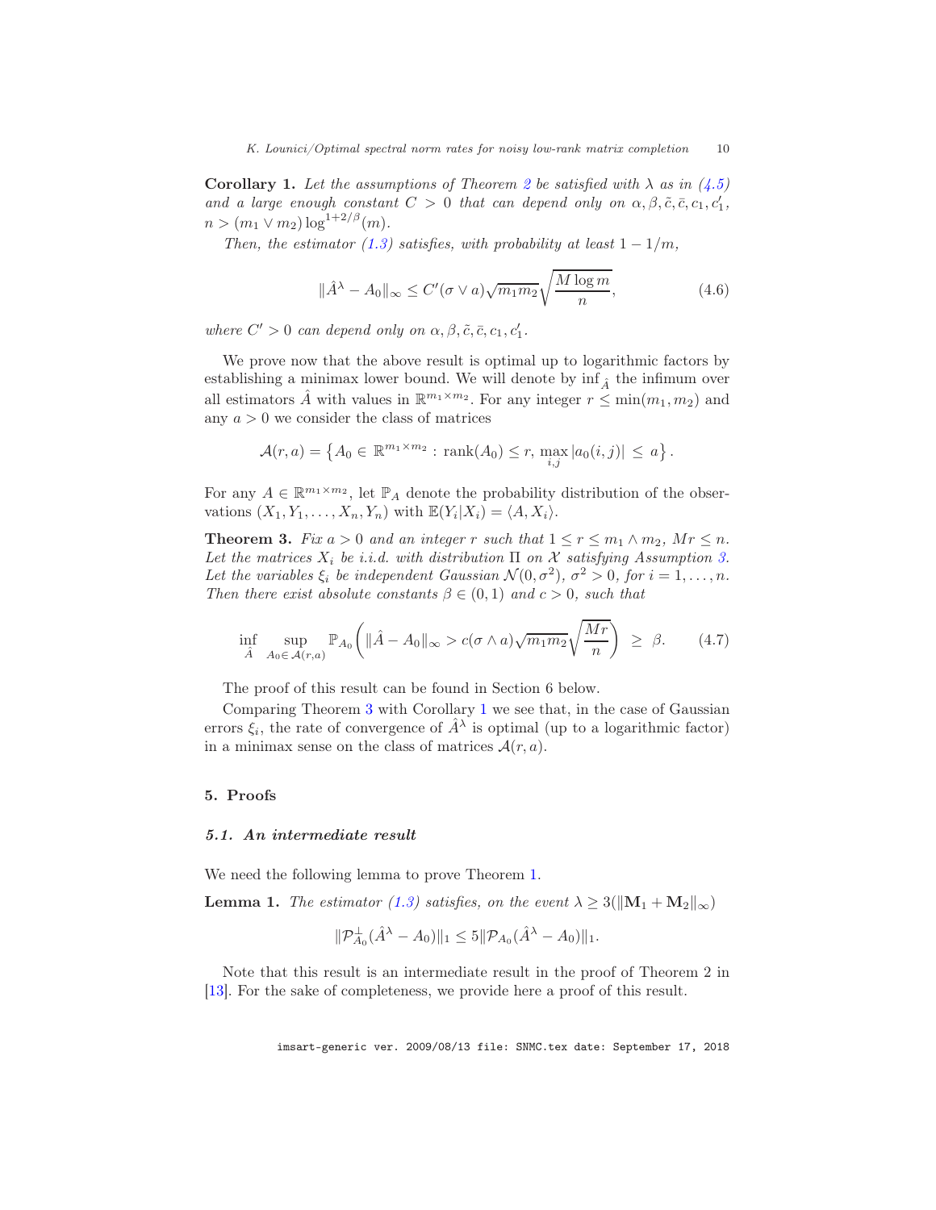**Corollary 1.** *Let the assumptions of Theorem 2 be satisfied with $\lambda$ as in (4.5) and a large enough constant $C > 0$ that can depend only on $\alpha, \beta, \tilde{c}, \bar{c}, c_1, c_1'$, $n > (m_1 \vee m_2) \log^{1+2/\beta}(m)$.*

*Then, the estimator (1.3) satisfies, with probability at least $1 - 1/m$,*

$$\|\hat{A}^\lambda - A_0\|_\infty \leq C'(\sigma \vee a)\sqrt{m_1 m_2}\sqrt{\frac{M \log m}{n}}, \tag{4.6}$$

*where $C' > 0$ can depend only on $\alpha, \beta, \tilde{c}, \bar{c}, c_1, c_1'$.*

We prove now that the above result is optimal up to logarithmic factors by establishing a minimax lower bound. We will denote by $\inf_{\hat{A}}$ the infimum over all estimators $\hat{A}$ with values in $\mathbb{R}^{m_1 \times m_2}$. For any integer $r \leq \min(m_1, m_2)$ and any $a > 0$ we consider the class of matrices

$$\mathcal{A}(r, a) = \left\{ A_0 \in \mathbb{R}^{m_1 \times m_2} : \operatorname{rank}(A_0) \leq r, \max_{i,j} |a_0(i,j)| \leq a \right\}.$$

For any $A \in \mathbb{R}^{m_1 \times m_2}$, let $\mathbb{P}_A$ denote the probability distribution of the observations $(X_1, Y_1, \dots, X_n, Y_n)$ with $\mathbb{E}(Y_i|X_i) = \langle A, X_i \rangle$.

**Theorem 3.** *Fix $a > 0$ and an integer $r$ such that $1 \leq r \leq m_1 \wedge m_2$, $Mr \leq n$. Let the matrices $X_i$ be i.i.d. with distribution $\Pi$ on $\mathcal{X}$ satisfying Assumption 3. Let the variables $\xi_i$ be independent Gaussian $\mathcal{N}(0, \sigma^2)$, $\sigma^2 > 0$, for $i = 1, \dots, n$. Then there exist absolute constants $\beta \in (0,1)$ and $c > 0$, such that*

$$\inf_{\hat{A}} \sup_{A_0 \in \mathcal{A}(r,a)} \mathbb{P}_{A_0}\left( \|\hat{A} - A_0\|_\infty > c(\sigma \wedge a)\sqrt{m_1 m_2}\sqrt{\frac{Mr}{n}} \right) \geq \beta. \tag{4.7}$$

The proof of this result can be found in Section 6 below.

Comparing Theorem 3 with Corollary 1 we see that, in the case of Gaussian errors $\xi_i$, the rate of convergence of $\hat{A}^\lambda$ is optimal (up to a logarithmic factor) in a minimax sense on the class of matrices $\mathcal{A}(r, a)$.

## 5. Proofs

### 5.1. An intermediate result

We need the following lemma to prove Theorem 1.

**Lemma 1.** *The estimator (1.3) satisfies, on the event $\lambda \geq 3(\|\mathbf{M}_1 + \mathbf{M}_2\|_\infty)$*

$$\|\mathcal{P}_{A_0}^\perp(\hat{A}^\lambda - A_0)\|_1 \leq 5\|\mathcal{P}_{A_0}(\hat{A}^\lambda - A_0)\|_1.$$

Note that this result is an intermediate result in the proof of Theorem 2 in [13]. For the sake of completeness, we provide here a proof of this result.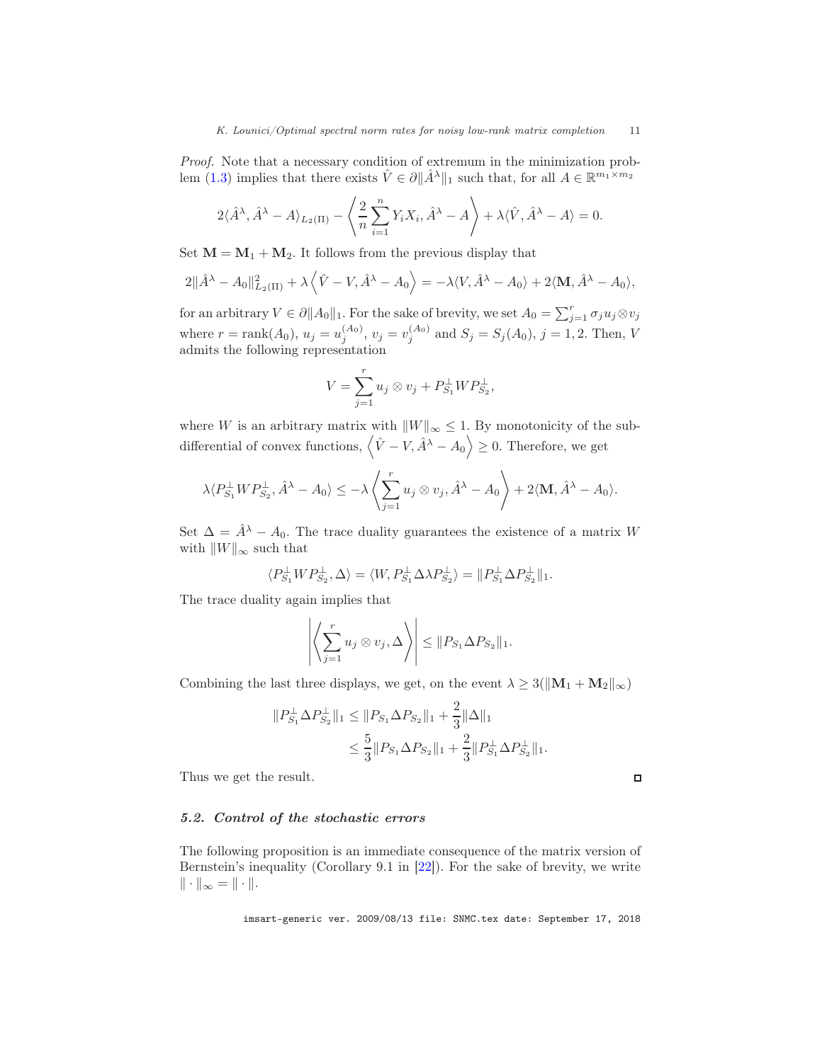*Proof.* Note that a necessary condition of extremum in the minimization problem (1.3) implies that there exists $\hat{V} \in \partial \|\hat{A}^\lambda\|_1$ such that, for all $A \in \mathbb{R}^{m_1 \times m_2}$

$$2\langle \hat{A}^\lambda, \hat{A}^\lambda - A\rangle_{L_2(\Pi)} - \left\langle \frac{2}{n}\sum_{i=1}^n Y_i X_i, \hat{A}^\lambda - A \right\rangle + \lambda \langle \hat{V}, \hat{A}^\lambda - A\rangle = 0.$$

Set $\mathbf{M} = \mathbf{M}_1 + \mathbf{M}_2$. It follows from the previous display that

$$2\|\hat{A}^\lambda - A_0\|_{L_2(\Pi)}^2 + \lambda \left\langle \hat{V} - V, \hat{A}^\lambda - A_0 \right\rangle = -\lambda \langle V, \hat{A}^\lambda - A_0\rangle + 2\langle \mathbf{M}, \hat{A}^\lambda - A_0\rangle,$$

for an arbitrary $V \in \partial \|A_0\|_1$. For the sake of brevity, we set $A_0 = \sum_{j=1}^r \sigma_j u_j \otimes v_j$ where $r = \mathrm{rank}(A_0)$, $u_j = u_j^{(A_0)}$, $v_j = v_j^{(A_0)}$ and $S_j = S_j(A_0)$, $j = 1, 2$. Then, $V$ admits the following representation

$$V = \sum_{j=1}^r u_j \otimes v_j + P_{S_1}^{\perp} W P_{S_2}^{\perp},$$

where $W$ is an arbitrary matrix with $\|W\|_\infty \leq 1$. By monotonicity of the subdifferential of convex functions, $\left\langle \hat{V} - V, \hat{A}^\lambda - A_0 \right\rangle \geq 0$. Therefore, we get

$$\lambda \langle P_{S_1}^{\perp} W P_{S_2}^{\perp}, \hat{A}^\lambda - A_0\rangle \leq -\lambda \left\langle \sum_{j=1}^r u_j \otimes v_j, \hat{A}^\lambda - A_0 \right\rangle + 2\langle \mathbf{M}, \hat{A}^\lambda - A_0\rangle.$$

Set $\Delta = \hat{A}^\lambda - A_0$. The trace duality guarantees the existence of a matrix $W$ with $\|W\|_\infty$ such that

$$\langle P_{S_1}^{\perp} W P_{S_2}^{\perp}, \Delta\rangle = \langle W, P_{S_1}^{\perp} \Delta \lambda P_{S_2}^{\perp}\rangle = \|P_{S_1}^{\perp} \Delta P_{S_2}^{\perp}\|_1.$$

The trace duality again implies that

$$\left| \left\langle \sum_{j=1}^r u_j \otimes v_j, \Delta \right\rangle \right| \leq \|P_{S_1} \Delta P_{S_2}\|_1.$$

Combining the last three displays, we get, on the event $\lambda \geq 3(\|\mathbf{M}_1 + \mathbf{M}_2\|_\infty)$

$$\begin{aligned}
\|P_{S_1}^{\perp} \Delta P_{S_2}^{\perp}\|_1 &\leq \|P_{S_1} \Delta P_{S_2}\|_1 + \frac{2}{3}\|\Delta\|_1 \\
&\leq \frac{5}{3}\|P_{S_1} \Delta P_{S_2}\|_1 + \frac{2}{3}\|P_{S_1}^{\perp} \Delta P_{S_2}^{\perp}\|_1.
\end{aligned}$$

Thus we get the result. ◻

### 5.2. Control of the stochastic errors

The following proposition is an immediate consequence of the matrix version of Bernstein's inequality (Corollary 9.1 in [22]). For the sake of brevity, we write $\|\cdot\|_\infty = \|\cdot\|$.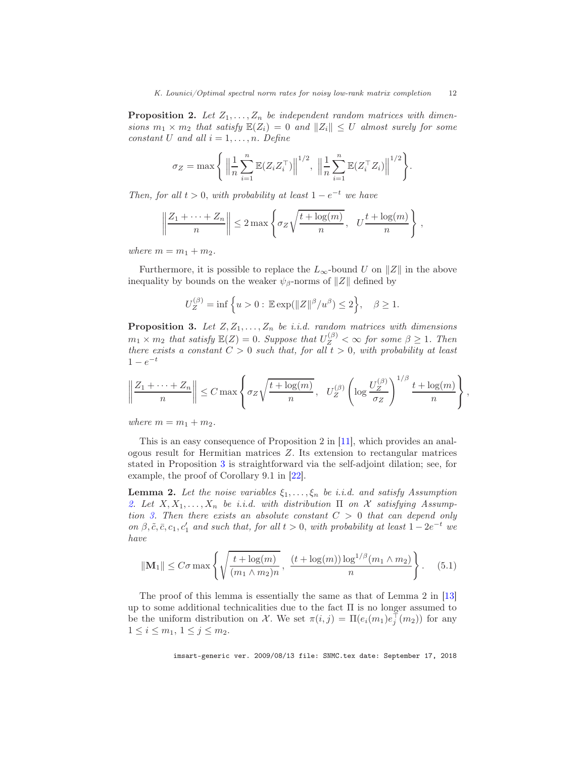**Proposition 2.** *Let $Z_1, \ldots, Z_n$ be independent random matrices with dimensions $m_1 \times m_2$ that satisfy $\mathbb{E}(Z_i) = 0$ and $\|Z_i\| \le U$ almost surely for some constant $U$ and all $i = 1, \ldots, n$. Define*

$$\sigma_Z = \max\left\{ \left\| \frac{1}{n}\sum_{i=1}^n \mathbb{E}(Z_i Z_i^\top) \right\|^{1/2}, \; \left\| \frac{1}{n}\sum_{i=1}^n \mathbb{E}(Z_i^\top Z_i) \right\|^{1/2} \right\}.$$

*Then, for all $t > 0$, with probability at least $1 - e^{-t}$ we have*

$$\left\| \frac{Z_1 + \cdots + Z_n}{n} \right\| \le 2 \max\left\{ \sigma_Z \sqrt{\frac{t + \log(m)}{n}}, \;\; U \frac{t + \log(m)}{n} \right\},$$

*where $m = m_1 + m_2$.*

Furthermore, it is possible to replace the $L_\infty$-bound $U$ on $\|Z\|$ in the above inequality by bounds on the weaker $\psi_\beta$-norms of $\|Z\|$ defined by

$$U_Z^{(\beta)} = \inf\left\{ u > 0 : \, \mathbb{E}\exp(\|Z\|^\beta / u^\beta) \le 2 \right\}, \quad \beta \ge 1.$$

**Proposition 3.** *Let $Z, Z_1, \ldots, Z_n$ be i.i.d. random matrices with dimensions $m_1 \times m_2$ that satisfy $\mathbb{E}(Z) = 0$. Suppose that $U_Z^{(\beta)} < \infty$ for some $\beta \ge 1$. Then there exists a constant $C > 0$ such that, for all $t > 0$, with probability at least $1 - e^{-t}$*

$$\left\| \frac{Z_1 + \cdots + Z_n}{n} \right\| \le C \max\left\{ \sigma_Z \sqrt{\frac{t + \log(m)}{n}}, \;\; U_Z^{(\beta)} \left( \log \frac{U_Z^{(\beta)}}{\sigma_Z} \right)^{1/\beta} \frac{t + \log(m)}{n} \right\},$$

*where $m = m_1 + m_2$.*

This is an easy consequence of Proposition 2 in [11], which provides an analogous result for Hermitian matrices $Z$. Its extension to rectangular matrices stated in Proposition 3 is straightforward via the self-adjoint dilation; see, for example, the proof of Corollary 9.1 in [22].

**Lemma 2.** *Let the noise variables $\xi_1, \ldots, \xi_n$ be i.i.d. and satisfy Assumption 2. Let $X, X_1, \ldots, X_n$ be i.i.d. with distribution $\Pi$ on $\mathcal{X}$ satisfying Assumption 3. Then there exists an absolute constant $C > 0$ that can depend only on $\beta, \tilde{c}, \bar{c}, c_1, c_1'$ and such that, for all $t > 0$, with probability at least $1 - 2e^{-t}$ we have*

$$\|\mathbf{M}_1\| \le C\sigma \max\left\{ \sqrt{\frac{t + \log(m)}{(m_1 \wedge m_2) n}}, \; \frac{(t + \log(m)) \log^{1/\beta}(m_1 \wedge m_2)}{n} \right\}. \quad (5.1)$$

The proof of this lemma is essentially the same as that of Lemma 2 in [13] up to some additional technicalities due to the fact $\Pi$ is no longer assumed to be the uniform distribution on $\mathcal{X}$. We set $\pi(i,j) = \Pi(e_i(m_1) e_j^\top(m_2))$ for any $1 \le i \le m_1$, $1 \le j \le m_2$.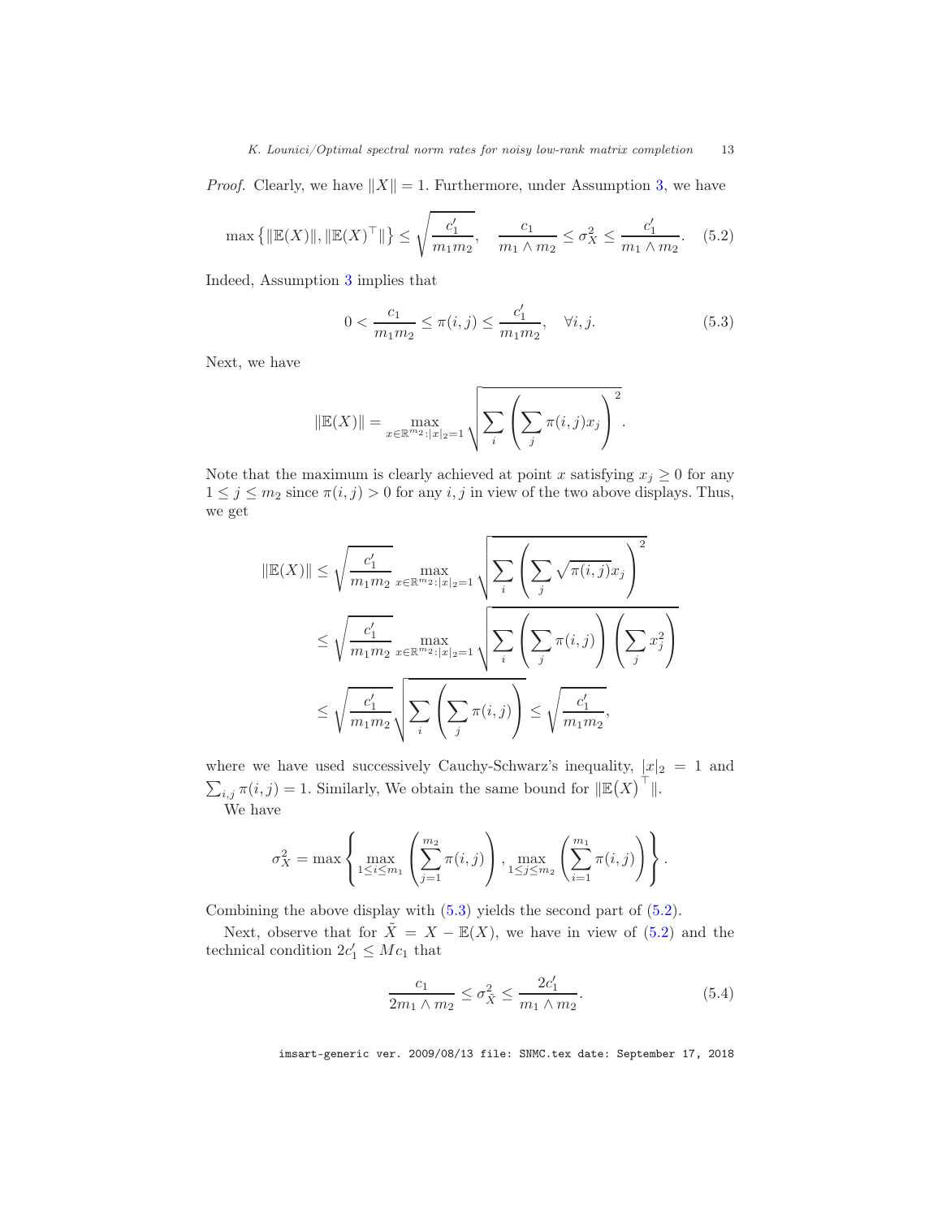*Proof.* Clearly, we have $\|X\| = 1$. Furthermore, under Assumption 3, we have

$$\max\left\{\|\mathbb{E}(X)\|, \|\mathbb{E}(X)^\top\|\right\} \leq \sqrt{\frac{c_1'}{m_1 m_2}}, \quad \frac{c_1}{m_1 \wedge m_2} \leq \sigma_X^2 \leq \frac{c_1'}{m_1 \wedge m_2}. \quad (5.2)$$

Indeed, Assumption 3 implies that

$$0 < \frac{c_1}{m_1 m_2} \leq \pi(i,j) \leq \frac{c_1'}{m_1 m_2}, \quad \forall i, j. \quad (5.3)$$

Next, we have

$$\|\mathbb{E}(X)\| = \max_{x \in \mathbb{R}^{m_2} : |x|_2 = 1} \sqrt{\sum_i \left(\sum_j \pi(i,j) x_j\right)^2}.$$

Note that the maximum is clearly achieved at point $x$ satisfying $x_j \geq 0$ for any $1 \leq j \leq m_2$ since $\pi(i,j) > 0$ for any $i, j$ in view of the two above displays. Thus, we get

$$\begin{aligned}
\|\mathbb{E}(X)\| &\leq \sqrt{\frac{c_1'}{m_1 m_2}} \max_{x \in \mathbb{R}^{m_2} : |x|_2 = 1} \sqrt{\sum_i \left(\sum_j \sqrt{\pi(i,j)} x_j\right)^2} \\
&\leq \sqrt{\frac{c_1'}{m_1 m_2}} \max_{x \in \mathbb{R}^{m_2} : |x|_2 = 1} \sqrt{\sum_i \left(\sum_j \pi(i,j)\right)\left(\sum_j x_j^2\right)} \\
&\leq \sqrt{\frac{c_1'}{m_1 m_2}} \sqrt{\sum_i \left(\sum_j \pi(i,j)\right)} \leq \sqrt{\frac{c_1'}{m_1 m_2}},
\end{aligned}$$

where we have used successively Cauchy-Schwarz's inequality, $|x|_2 = 1$ and $\sum_{i,j} \pi(i,j) = 1$. Similarly, We obtain the same bound for $\|\mathbb{E}(X)^\top\|$.

We have

$$\sigma_X^2 = \max\left\{\max_{1 \leq i \leq m_1}\left(\sum_{j=1}^{m_2} \pi(i,j)\right), \max_{1 \leq j \leq m_2}\left(\sum_{i=1}^{m_1} \pi(i,j)\right)\right\}.$$

Combining the above display with (5.3) yields the second part of (5.2).

Next, observe that for $\tilde{X} = X - \mathbb{E}(X)$, we have in view of (5.2) and the technical condition $2c_1' \leq M c_1$ that

$$\frac{c_1}{2 m_1 \wedge m_2} \leq \sigma_{\tilde{X}}^2 \leq \frac{2c_1'}{m_1 \wedge m_2}. \quad (5.4)$$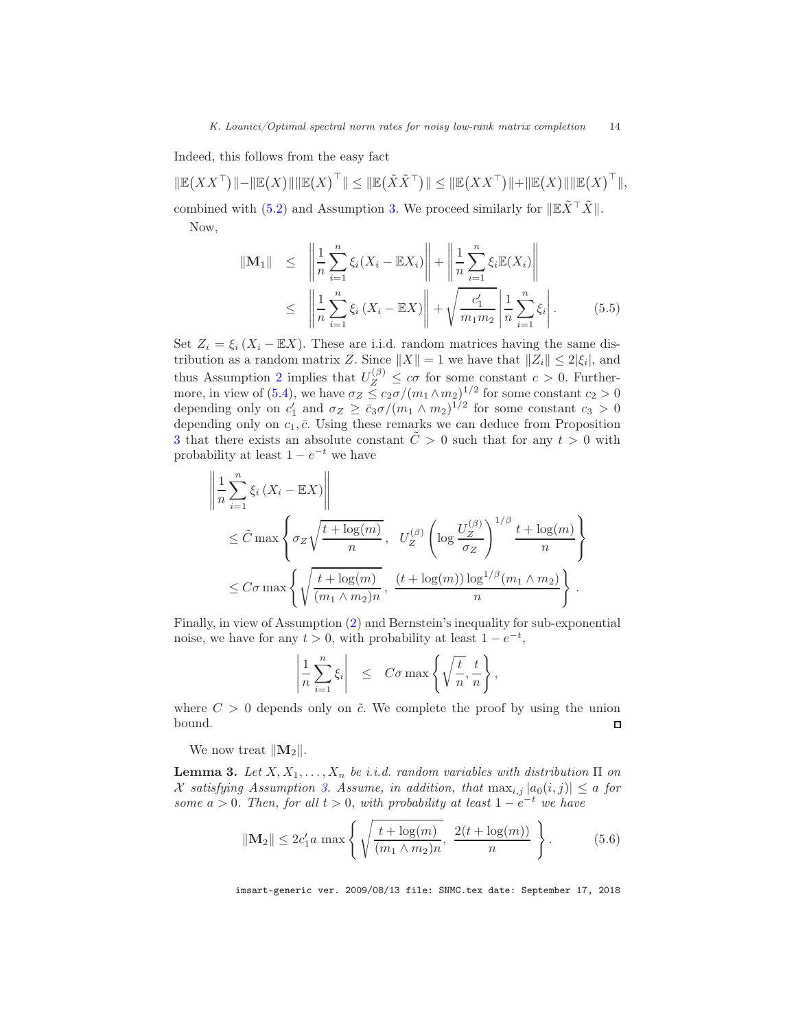Indeed, this follows from the easy fact

$$\|\mathbb{E}(XX^\top)\| - \|\mathbb{E}(X)\|\|\mathbb{E}(X)^\top\| \leq \|\mathbb{E}(\tilde{X}\tilde{X}^\top)\| \leq \|\mathbb{E}(XX^\top)\| + \|\mathbb{E}(X)\|\|\mathbb{E}(X)^\top\|,$$

combined with (5.2) and Assumption 3. We proceed similarly for $\|\mathbb{E}\tilde{X}^\top \tilde{X}\|$.

Now,

$$\begin{aligned}
\|\mathbf{M}_1\| &\leq \left\| \frac{1}{n}\sum_{i=1}^n \xi_i (X_i - \mathbb{E}X_i) \right\| + \left\| \frac{1}{n}\sum_{i=1}^n \xi_i \mathbb{E}(X_i) \right\| \\
&\leq \left\| \frac{1}{n}\sum_{i=1}^n \xi_i \left(X_i - \mathbb{E}X\right) \right\| + \sqrt{\frac{c_1'}{m_1 m_2}} \left| \frac{1}{n}\sum_{i=1}^n \xi_i \right|. \qquad (5.5)
\end{aligned}$$

Set $Z_i = \xi_i\left(X_i - \mathbb{E}X\right)$. These are i.i.d. random matrices having the same distribution as a random matrix $Z$. Since $\|X\| = 1$ we have that $\|Z_i\| \leq 2|\xi_i|$, and thus Assumption 2 implies that $U_Z^{(\beta)} \leq c\sigma$ for some constant $c > 0$. Furthermore, in view of (5.4), we have $\sigma_Z \leq c_2\sigma/(m_1 \wedge m_2)^{1/2}$ for some constant $c_2 > 0$ depending only on $c_1'$ and $\sigma_Z \geq \bar{c}_3\sigma/(m_1 \wedge m_2)^{1/2}$ for some constant $c_3 > 0$ depending only on $c_1, \bar{c}$. Using these remarks we can deduce from Proposition 3 that there exists an absolute constant $\tilde{C} > 0$ such that for any $t > 0$ with probability at least $1 - e^{-t}$ we have

$$\begin{aligned}
&\left\| \frac{1}{n}\sum_{i=1}^n \xi_i \left(X_i - \mathbb{E}X\right) \right\| \\
&\leq \tilde{C} \max\left\{ \sigma_Z \sqrt{\frac{t + \log(m)}{n}},\ U_Z^{(\beta)} \left(\log \frac{U_Z^{(\beta)}}{\sigma_Z}\right)^{1/\beta} \frac{t + \log(m)}{n} \right\} \\
&\leq C\sigma \max\left\{ \sqrt{\frac{t + \log(m)}{(m_1 \wedge m_2)n}},\ \frac{(t + \log(m))\log^{1/\beta}(m_1 \wedge m_2)}{n} \right\}.
\end{aligned}$$

Finally, in view of Assumption (2) and Bernstein's inequality for sub-exponential noise, we have for any $t > 0$, with probability at least $1 - e^{-t}$,

$$\left| \frac{1}{n}\sum_{i=1}^n \xi_i \right| \quad \leq \quad C\sigma \max\left\{ \sqrt{\frac{t}{n}}, \frac{t}{n} \right\},$$

where $C > 0$ depends only on $\tilde{c}$. We complete the proof by using the union bound. ◻

We now treat $\|\mathbf{M}_2\|$.

**Lemma 3.** *Let $X, X_1, \dots, X_n$ be i.i.d. random variables with distribution $\Pi$ on $\mathcal{X}$ satisfying Assumption 3. Assume, in addition, that $\max_{i,j} |a_0(i,j)| \leq a$ for some $a > 0$. Then, for all $t > 0$, with probability at least $1 - e^{-t}$ we have*

$$\|\mathbf{M}_2\| \leq 2c_1' a \max\left\{ \sqrt{\frac{t + \log(m)}{(m_1 \wedge m_2)n}},\ \frac{2(t + \log(m))}{n} \right\}. \qquad (5.6)$$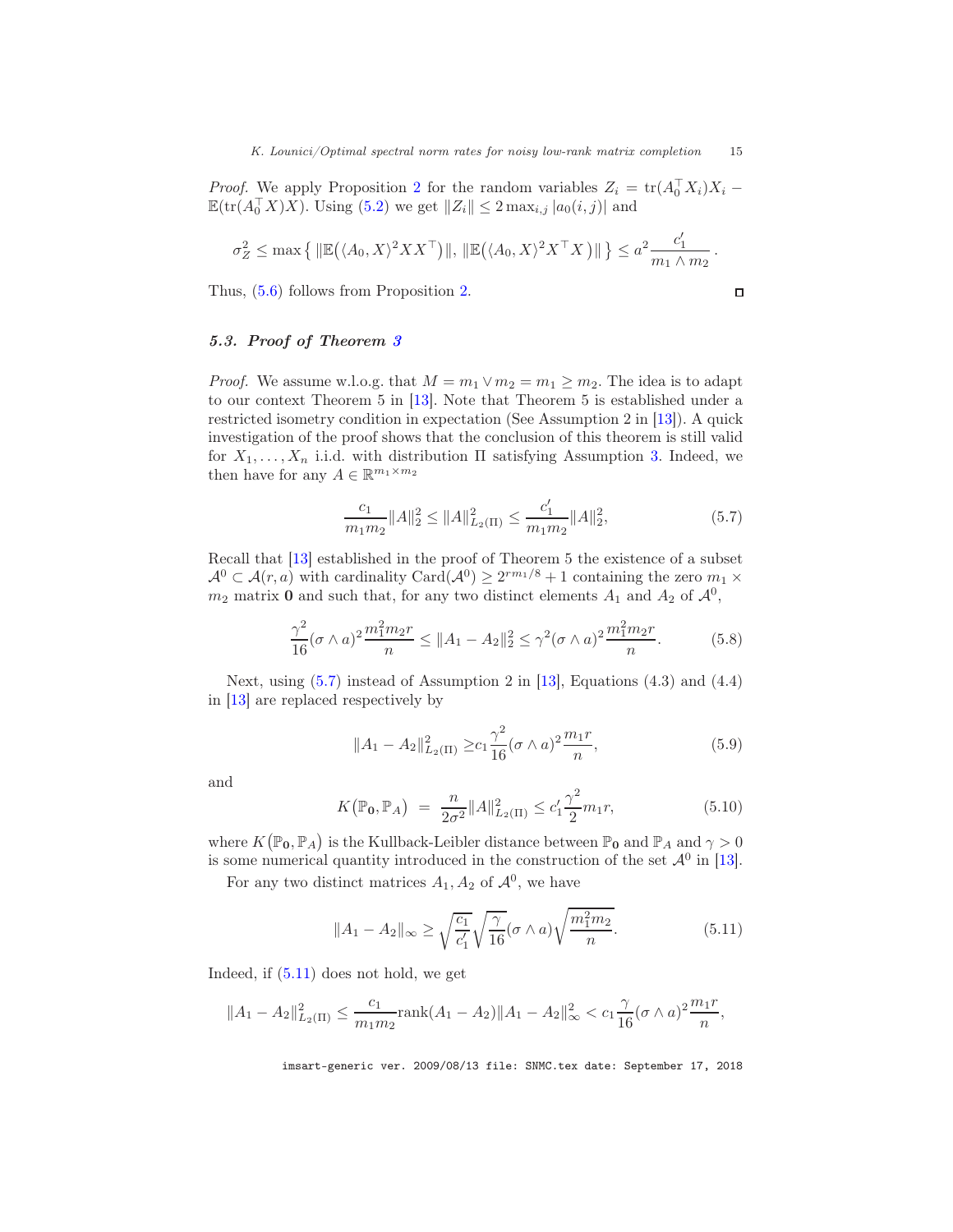*Proof.* We apply Proposition 2 for the random variables $Z_i = \mathrm{tr}(A_0^\top X_i)X_i - \mathbb{E}(\mathrm{tr}(A_0^\top X)X)$. Using (5.2) we get $\|Z_i\| \leq 2\max_{i,j}|a_0(i,j)|$ and

$$\sigma_Z^2 \leq \max\left\{ \|\mathbb{E}\big(\langle A_0, X\rangle^2 XX^\top\big)\|, \|\mathbb{E}\big(\langle A_0, X\rangle^2 X^\top X\big)\| \right\} \leq a^2 \frac{c_1'}{m_1 \wedge m_2}.$$

Thus, (5.6) follows from Proposition 2. □

### 5.3. Proof of Theorem 3

*Proof.* We assume w.l.o.g. that $M = m_1 \vee m_2 = m_1 \geq m_2$. The idea is to adapt to our context Theorem 5 in [13]. Note that Theorem 5 is established under a restricted isometry condition in expectation (See Assumption 2 in [13]). A quick investigation of the proof shows that the conclusion of this theorem is still valid for $X_1, \ldots, X_n$ i.i.d. with distribution $\Pi$ satisfying Assumption 3. Indeed, we then have for any $A \in \mathbb{R}^{m_1 \times m_2}$

$$\frac{c_1}{m_1 m_2}\|A\|_2^2 \leq \|A\|_{L_2(\Pi)}^2 \leq \frac{c_1'}{m_1 m_2}\|A\|_2^2, \tag{5.7}$$

Recall that [13] established in the proof of Theorem 5 the existence of a subset $\mathcal{A}^0 \subset \mathcal{A}(r,a)$ with cardinality $\mathrm{Card}(\mathcal{A}^0) \geq 2^{rm_1/8} + 1$ containing the zero $m_1 \times m_2$ matrix $\mathbf{0}$ and such that, for any two distinct elements $A_1$ and $A_2$ of $\mathcal{A}^0$,

$$\frac{\gamma^2}{16}(\sigma \wedge a)^2 \frac{m_1^2 m_2 r}{n} \leq \|A_1 - A_2\|_2^2 \leq \gamma^2 (\sigma \wedge a)^2 \frac{m_1^2 m_2 r}{n}. \tag{5.8}$$

Next, using (5.7) instead of Assumption 2 in [13], Equations (4.3) and (4.4) in [13] are replaced respectively by

$$\|A_1 - A_2\|_{L_2(\Pi)}^2 \geq c_1 \frac{\gamma^2}{16}(\sigma \wedge a)^2 \frac{m_1 r}{n}, \tag{5.9}$$

and

$$K\big(\mathbb{P}_{\mathbf{0}}, \mathbb{P}_A\big) = \frac{n}{2\sigma^2}\|A\|_{L_2(\Pi)}^2 \leq c_1' \frac{\gamma^2}{2} m_1 r, \tag{5.10}$$

where $K\big(\mathbb{P}_{\mathbf{0}}, \mathbb{P}_A\big)$ is the Kullback-Leibler distance between $\mathbb{P}_{\mathbf{0}}$ and $\mathbb{P}_A$ and $\gamma > 0$ is some numerical quantity introduced in the construction of the set $\mathcal{A}^0$ in [13].

For any two distinct matrices $A_1, A_2$ of $\mathcal{A}^0$, we have

$$\|A_1 - A_2\|_\infty \geq \sqrt{\frac{c_1}{c_1'}}\sqrt{\frac{\gamma}{16}}(\sigma \wedge a)\sqrt{\frac{m_1^2 m_2}{n}}. \tag{5.11}$$

Indeed, if (5.11) does not hold, we get

$$\|A_1 - A_2\|_{L_2(\Pi)}^2 \leq \frac{c_1}{m_1 m_2}\mathrm{rank}(A_1 - A_2)\|A_1 - A_2\|_\infty^2 < c_1 \frac{\gamma}{16}(\sigma \wedge a)^2 \frac{m_1 r}{n},$$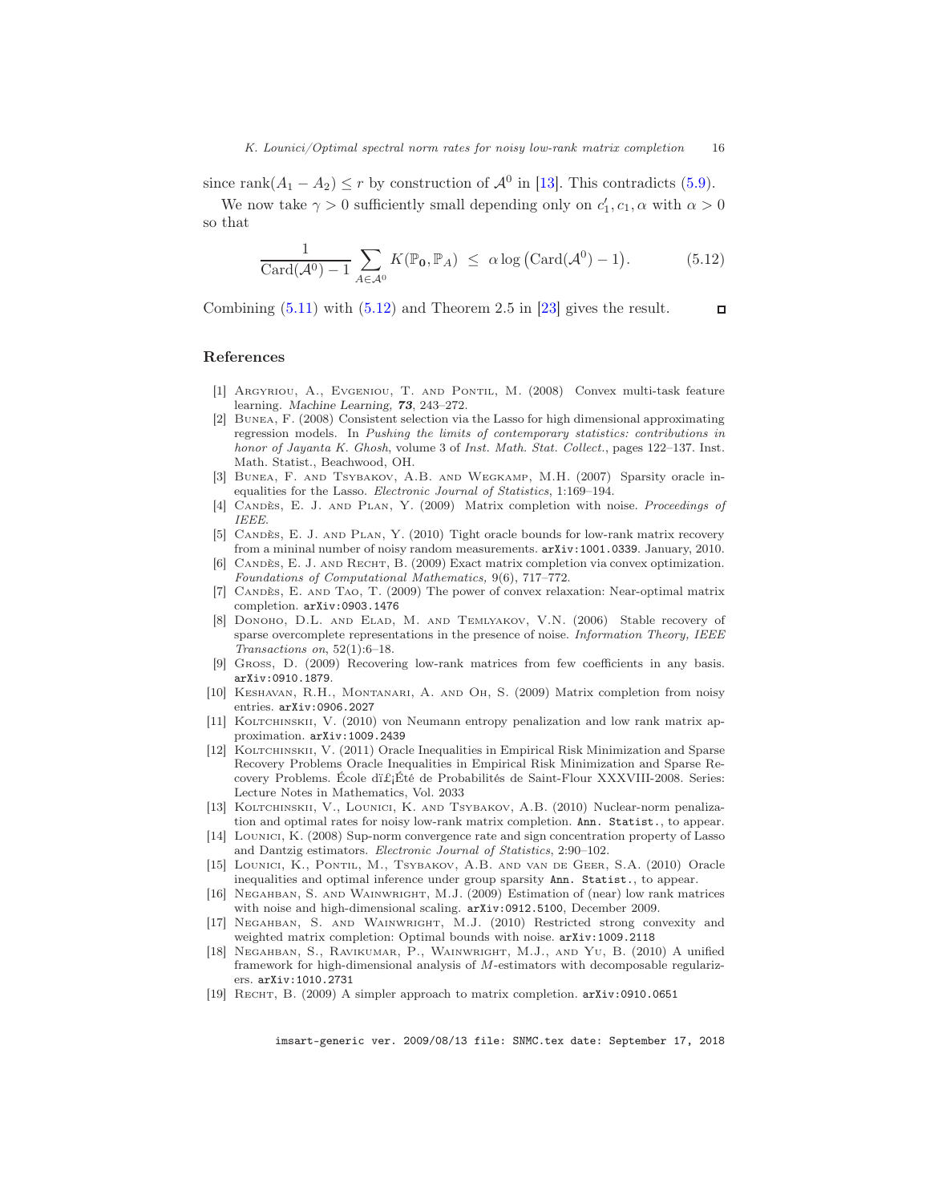since $\text{rank}(A_1 - A_2) \le r$ by construction of $\mathcal{A}^0$ in [13]. This contradicts (5.9).

We now take $\gamma > 0$ sufficiently small depending only on $c_1', c_1, \alpha$ with $\alpha > 0$ so that

$$\frac{1}{\text{Card}(\mathcal{A}^0) - 1} \sum_{A \in \mathcal{A}^0} K(\mathbb{P}_{\mathbf{0}}, \mathbb{P}_A) \;\le\; \alpha \log\left(\text{Card}(\mathcal{A}^0) - 1\right). \tag{5.12}$$

Combining (5.11) with (5.12) and Theorem 2.5 in [23] gives the result. □

## References

[1] Argyriou, A., Evgeniou, T. and Pontil, M. (2008) Convex multi-task feature learning. *Machine Learning,* ***73***, 243–272.

[2] Bunea, F. (2008) Consistent selection via the Lasso for high dimensional approximating regression models. In *Pushing the limits of contemporary statistics: contributions in honor of Jayanta K. Ghosh*, volume 3 of *Inst. Math. Stat. Collect.*, pages 122–137. Inst. Math. Statist., Beachwood, OH.

[3] Bunea, F. and Tsybakov, A.B. and Wegkamp, M.H. (2007) Sparsity oracle inequalities for the Lasso. *Electronic Journal of Statistics*, 1:169–194.

[4] Candès, E. J. and Plan, Y. (2009) Matrix completion with noise. *Proceedings of IEEE.*

[5] Candès, E. J. and Plan, Y. (2010) Tight oracle bounds for low-rank matrix recovery from a mininal number of noisy random measurements. `arXiv:1001.0339`. January, 2010.

[6] Candès, E. J. and Recht, B. (2009) Exact matrix completion via convex optimization. *Foundations of Computational Mathematics,* 9(6), 717–772.

[7] Candès, E. and Tao, T. (2009) The power of convex relaxation: Near-optimal matrix completion. `arXiv:0903.1476`

[8] Donoho, D.L. and Elad, M. and Temlyakov, V.N. (2006) Stable recovery of sparse overcomplete representations in the presence of noise. *Information Theory, IEEE Transactions on*, 52(1):6–18.

[9] Gross, D. (2009) Recovering low-rank matrices from few coefficients in any basis. `arXiv:0910.1879`.

[10] Keshavan, R.H., Montanari, A. and Oh, S. (2009) Matrix completion from noisy entries. `arXiv:0906.2027`

[11] Koltchinskii, V. (2010) von Neumann entropy penalization and low rank matrix approximation. `arXiv:1009.2439`

[12] Koltchinskii, V. (2011) Oracle Inequalities in Empirical Risk Minimization and Sparse Recovery Problems Oracle Inequalities in Empirical Risk Minimization and Sparse Recovery Problems. École dï£¡Été de Probabilités de Saint-Flour XXXVIII-2008. Series: Lecture Notes in Mathematics, Vol. 2033

[13] Koltchinskii, V., Lounici, K. and Tsybakov, A.B. (2010) Nuclear-norm penalization and optimal rates for noisy low-rank matrix completion. `Ann. Statist.`, to appear.

[14] Lounici, K. (2008) Sup-norm convergence rate and sign concentration property of Lasso and Dantzig estimators. *Electronic Journal of Statistics*, 2:90–102.

[15] Lounici, K., Pontil, M., Tsybakov, A.B. and van de Geer, S.A. (2010) Oracle inequalities and optimal inference under group sparsity `Ann. Statist.`, to appear.

[16] Negahban, S. and Wainwright, M.J. (2009) Estimation of (near) low rank matrices with noise and high-dimensional scaling. `arXiv:0912.5100`, December 2009.

[17] Negahban, S. and Wainwright, M.J. (2010) Restricted strong convexity and weighted matrix completion: Optimal bounds with noise. `arXiv:1009.2118`

[18] Negahban, S., Ravikumar, P., Wainwright, M.J., and Yu, B. (2010) A unified framework for high-dimensional analysis of $M$-estimators with decomposable regularizers. `arXiv:1010.2731`

[19] Recht, B. (2009) A simpler approach to matrix completion. `arXiv:0910.0651`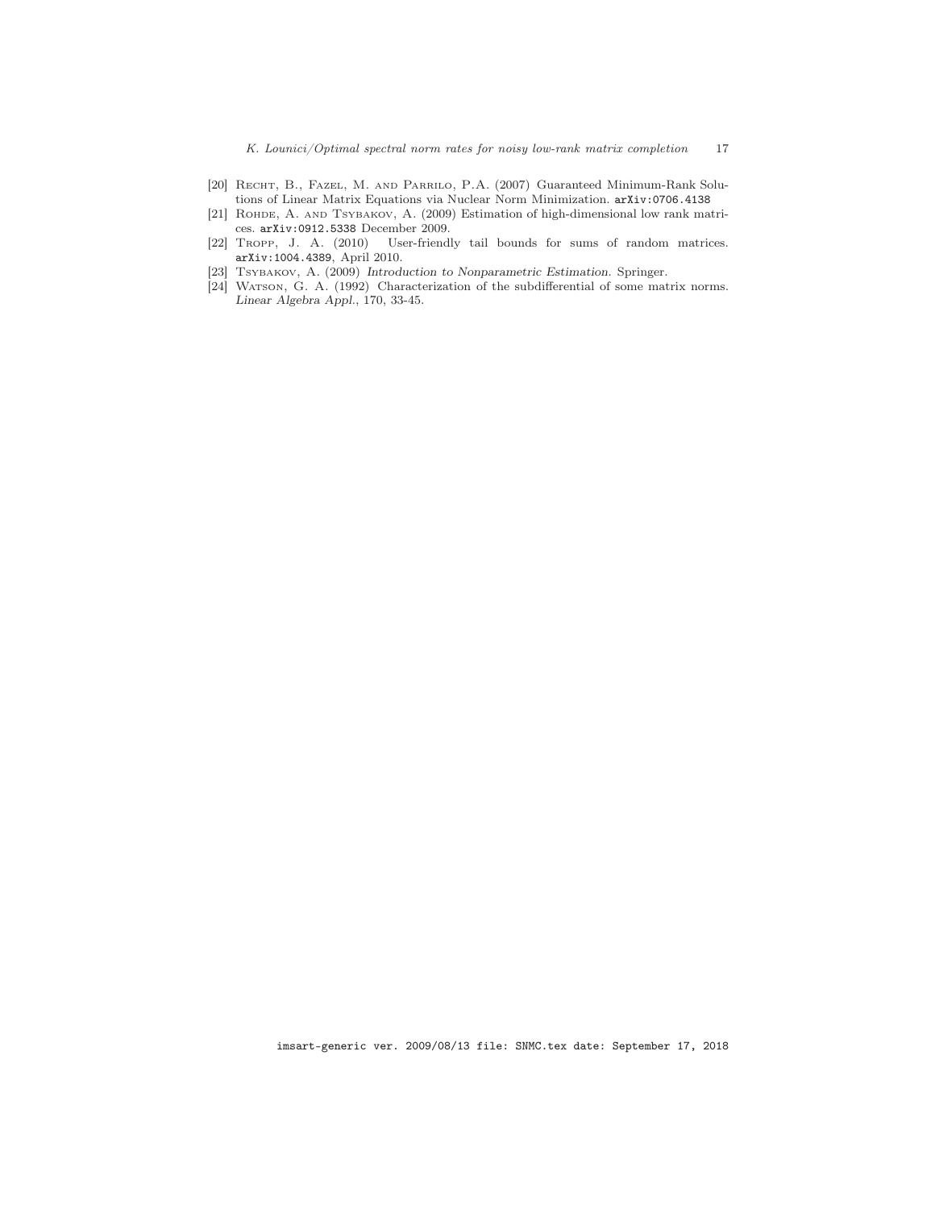[20] Recht, B., Fazel, M. and Parrilo, P.A. (2007) Guaranteed Minimum-Rank Solutions of Linear Matrix Equations via Nuclear Norm Minimization. `arXiv:0706.4138`

[21] Rohde, A. and Tsybakov, A. (2009) Estimation of high-dimensional low rank matrices. `arXiv:0912.5338` December 2009.

[22] Tropp, J. A. (2010) User-friendly tail bounds for sums of random matrices. `arXiv:1004.4389`, April 2010.

[23] Tsybakov, A. (2009) *Introduction to Nonparametric Estimation*. Springer.

[24] Watson, G. A. (1992) Characterization of the subdifferential of some matrix norms. *Linear Algebra Appl.*, 170, 33-45.